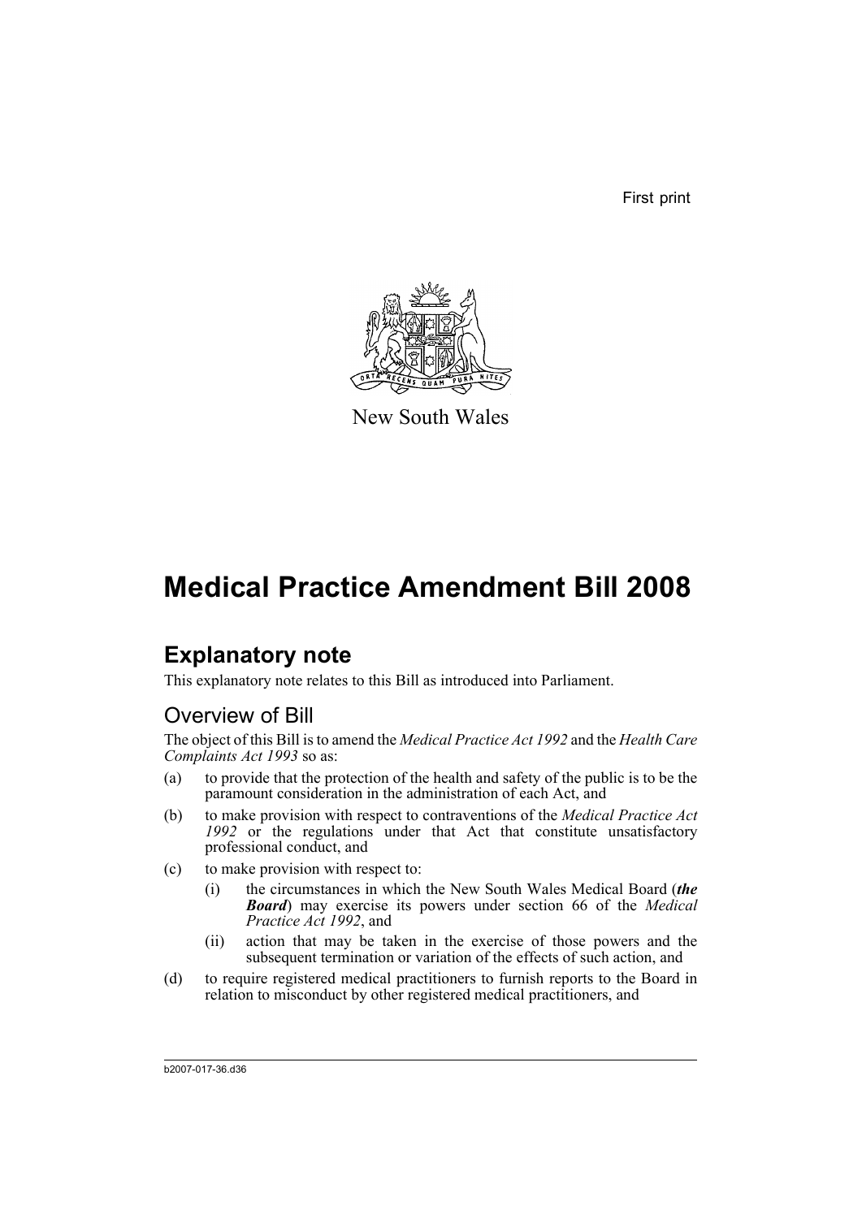First print

New South Wales

# Medical Practice Amendment Bill 2008

## Explanatory note

This explanatory note relates to this Bill as introduced into Parliament.

### Overview of Bill

The object of this Bill is to amend the *Medical Practice Act 1992* and the *Health Care Complaints Act 1993* so as:

(a) to provide that the protection of the health and safety of the public is to be the paramount consideration in the administration of each Act, and

(b) to make provision with respect to contraventions of the *Medical Practice Act 1992* or the regulations under that Act that constitute unsatisfactory professional conduct, and

(c) to make provision with respect to:

  (i) the circumstances in which the New South Wales Medical Board (***the Board***) may exercise its powers under section 66 of the *Medical Practice Act 1992*, and

  (ii) action that may be taken in the exercise of those powers and the subsequent termination or variation of the effects of such action, and

(d) to require registered medical practitioners to furnish reports to the Board in relation to misconduct by other registered medical practitioners, and

b2007-017-36.d36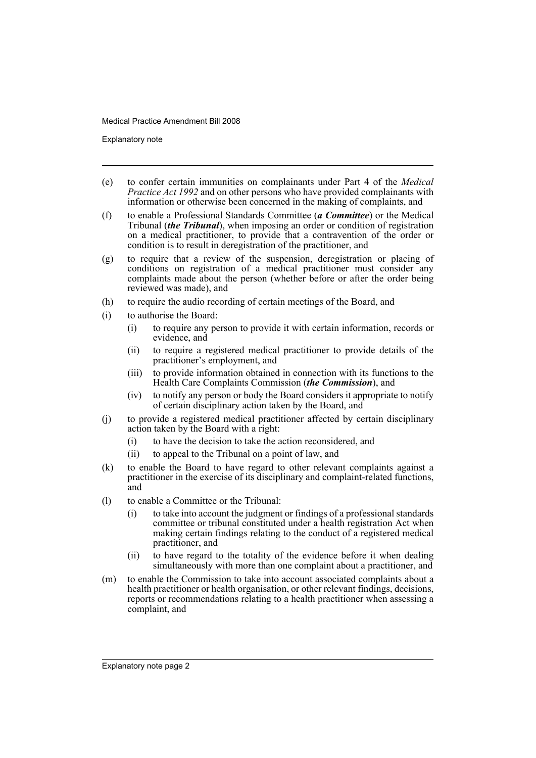(e) to confer certain immunities on complainants under Part 4 of the *Medical Practice Act 1992* and on other persons who have provided complainants with information or otherwise been concerned in the making of complaints, and

(f) to enable a Professional Standards Committee (***a Committee***) or the Medical Tribunal (***the Tribunal***), when imposing an order or condition of registration on a medical practitioner, to provide that a contravention of the order or condition is to result in deregistration of the practitioner, and

(g) to require that a review of the suspension, deregistration or placing of conditions on registration of a medical practitioner must consider any complaints made about the person (whether before or after the order being reviewed was made), and

(h) to require the audio recording of certain meetings of the Board, and

(i) to authorise the Board:

    (i) to require any person to provide it with certain information, records or evidence, and

    (ii) to require a registered medical practitioner to provide details of the practitioner's employment, and

    (iii) to provide information obtained in connection with its functions to the Health Care Complaints Commission (***the Commission***), and

    (iv) to notify any person or body the Board considers it appropriate to notify of certain disciplinary action taken by the Board, and

(j) to provide a registered medical practitioner affected by certain disciplinary action taken by the Board with a right:

    (i) to have the decision to take the action reconsidered, and

    (ii) to appeal to the Tribunal on a point of law, and

(k) to enable the Board to have regard to other relevant complaints against a practitioner in the exercise of its disciplinary and complaint-related functions, and

(l) to enable a Committee or the Tribunal:

    (i) to take into account the judgment or findings of a professional standards committee or tribunal constituted under a health registration Act when making certain findings relating to the conduct of a registered medical practitioner, and

    (ii) to have regard to the totality of the evidence before it when dealing simultaneously with more than one complaint about a practitioner, and

(m) to enable the Commission to take into account associated complaints about a health practitioner or health organisation, or other relevant findings, decisions, reports or recommendations relating to a health practitioner when assessing a complaint, and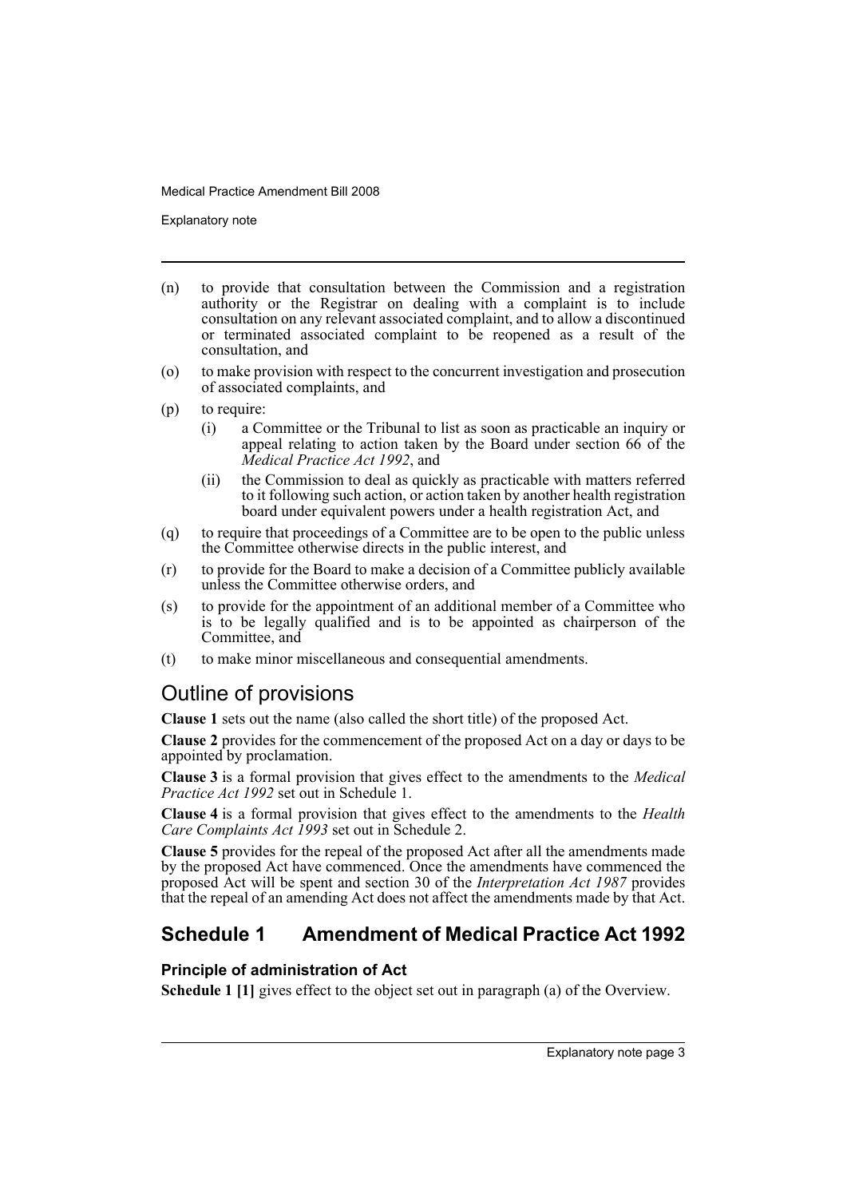(n) to provide that consultation between the Commission and a registration authority or the Registrar on dealing with a complaint is to include consultation on any relevant associated complaint, and to allow a discontinued or terminated associated complaint to be reopened as a result of the consultation, and

(o) to make provision with respect to the concurrent investigation and prosecution of associated complaints, and

(p) to require:

  (i) a Committee or the Tribunal to list as soon as practicable an inquiry or appeal relating to action taken by the Board under section 66 of the *Medical Practice Act 1992*, and

  (ii) the Commission to deal as quickly as practicable with matters referred to it following such action, or action taken by another health registration board under equivalent powers under a health registration Act, and

(q) to require that proceedings of a Committee are to be open to the public unless the Committee otherwise directs in the public interest, and

(r) to provide for the Board to make a decision of a Committee publicly available unless the Committee otherwise orders, and

(s) to provide for the appointment of an additional member of a Committee who is to be legally qualified and is to be appointed as chairperson of the Committee, and

(t) to make minor miscellaneous and consequential amendments.

## Outline of provisions

**Clause 1** sets out the name (also called the short title) of the proposed Act.

**Clause 2** provides for the commencement of the proposed Act on a day or days to be appointed by proclamation.

**Clause 3** is a formal provision that gives effect to the amendments to the *Medical Practice Act 1992* set out in Schedule 1.

**Clause 4** is a formal provision that gives effect to the amendments to the *Health Care Complaints Act 1993* set out in Schedule 2.

**Clause 5** provides for the repeal of the proposed Act after all the amendments made by the proposed Act have commenced. Once the amendments have commenced the proposed Act will be spent and section 30 of the *Interpretation Act 1987* provides that the repeal of an amending Act does not affect the amendments made by that Act.

## Schedule 1 Amendment of Medical Practice Act 1992

### Principle of administration of Act

**Schedule 1 [1]** gives effect to the object set out in paragraph (a) of the Overview.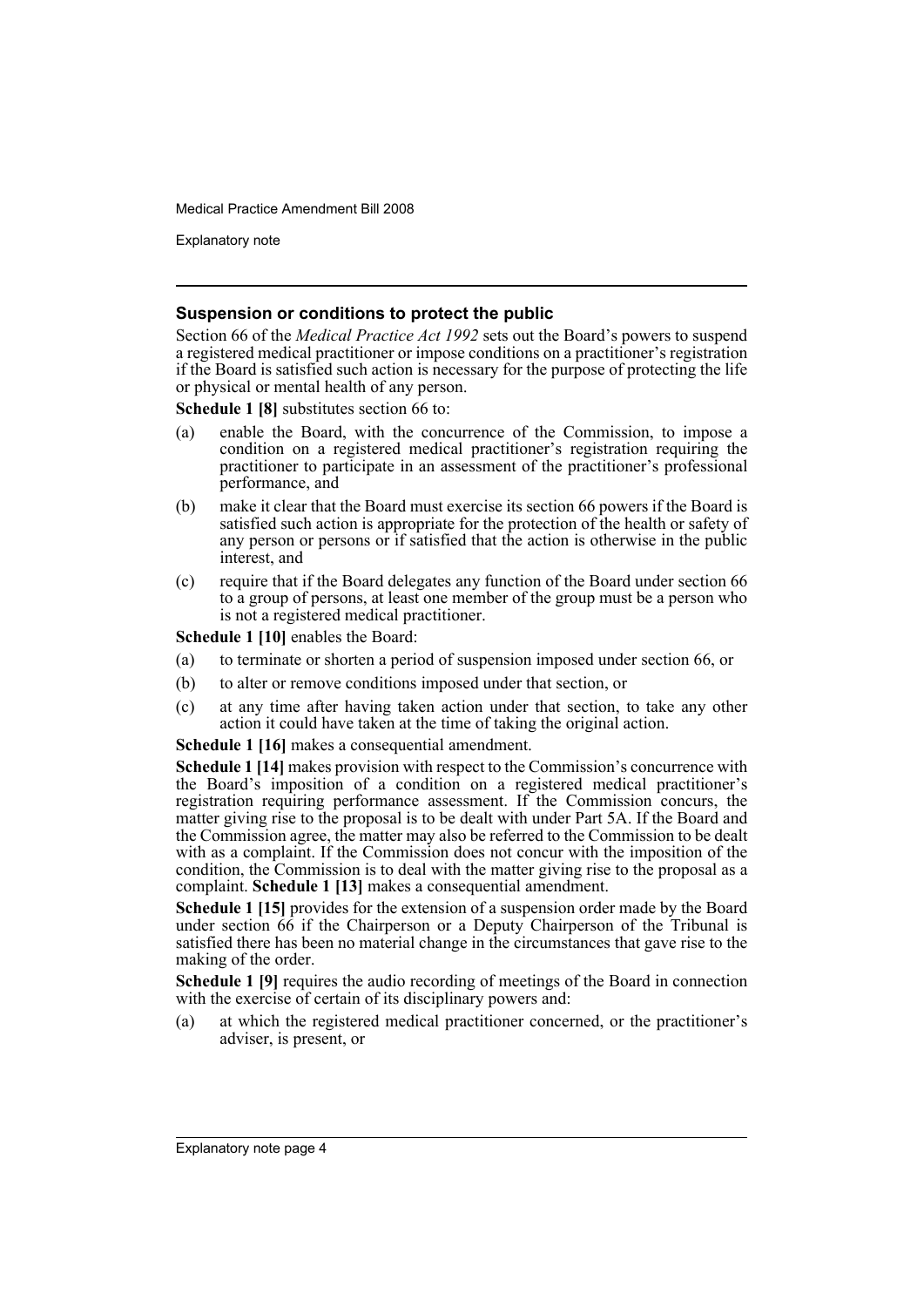### Suspension or conditions to protect the public

Section 66 of the *Medical Practice Act 1992* sets out the Board's powers to suspend a registered medical practitioner or impose conditions on a practitioner's registration if the Board is satisfied such action is necessary for the purpose of protecting the life or physical or mental health of any person.

**Schedule 1 [8]** substitutes section 66 to:

- (a) enable the Board, with the concurrence of the Commission, to impose a condition on a registered medical practitioner's registration requiring the practitioner to participate in an assessment of the practitioner's professional performance, and
- (b) make it clear that the Board must exercise its section 66 powers if the Board is satisfied such action is appropriate for the protection of the health or safety of any person or persons or if satisfied that the action is otherwise in the public interest, and
- (c) require that if the Board delegates any function of the Board under section 66 to a group of persons, at least one member of the group must be a person who is not a registered medical practitioner.

**Schedule 1 [10]** enables the Board:

- (a) to terminate or shorten a period of suspension imposed under section 66, or
- (b) to alter or remove conditions imposed under that section, or
- (c) at any time after having taken action under that section, to take any other action it could have taken at the time of taking the original action.

**Schedule 1 [16]** makes a consequential amendment.

**Schedule 1 [14]** makes provision with respect to the Commission's concurrence with the Board's imposition of a condition on a registered medical practitioner's registration requiring performance assessment. If the Commission concurs, the matter giving rise to the proposal is to be dealt with under Part 5A. If the Board and the Commission agree, the matter may also be referred to the Commission to be dealt with as a complaint. If the Commission does not concur with the imposition of the condition, the Commission is to deal with the matter giving rise to the proposal as a complaint. **Schedule 1 [13]** makes a consequential amendment.

**Schedule 1 [15]** provides for the extension of a suspension order made by the Board under section 66 if the Chairperson or a Deputy Chairperson of the Tribunal is satisfied there has been no material change in the circumstances that gave rise to the making of the order.

**Schedule 1 [9]** requires the audio recording of meetings of the Board in connection with the exercise of certain of its disciplinary powers and:

- (a) at which the registered medical practitioner concerned, or the practitioner's adviser, is present, or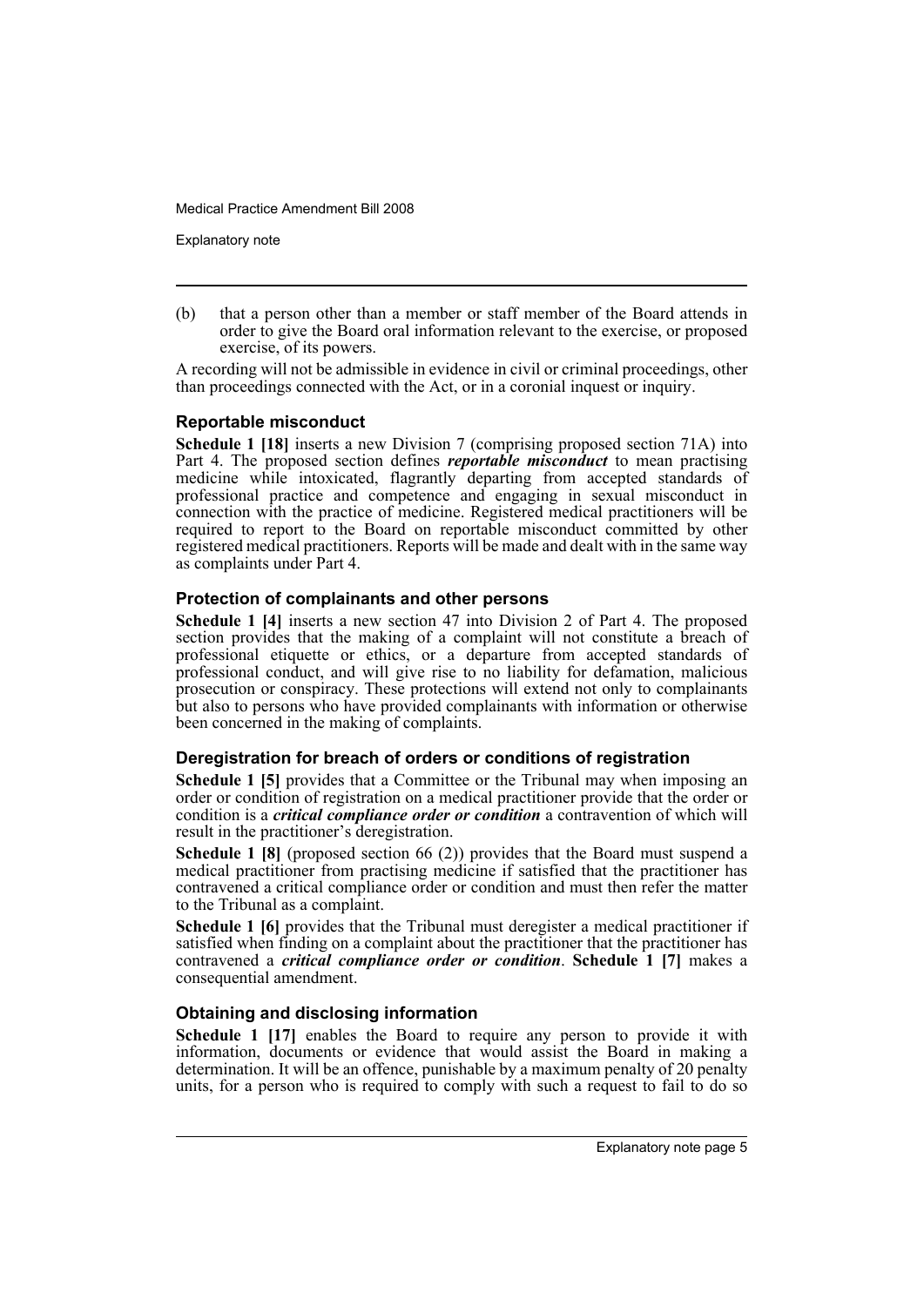(b) that a person other than a member or staff member of the Board attends in order to give the Board oral information relevant to the exercise, or proposed exercise, of its powers.

A recording will not be admissible in evidence in civil or criminal proceedings, other than proceedings connected with the Act, or in a coronial inquest or inquiry.

### Reportable misconduct

**Schedule 1 [18]** inserts a new Division 7 (comprising proposed section 71A) into Part 4. The proposed section defines ***reportable misconduct*** to mean practising medicine while intoxicated, flagrantly departing from accepted standards of professional practice and competence and engaging in sexual misconduct in connection with the practice of medicine. Registered medical practitioners will be required to report to the Board on reportable misconduct committed by other registered medical practitioners. Reports will be made and dealt with in the same way as complaints under Part 4.

### Protection of complainants and other persons

**Schedule 1 [4]** inserts a new section 47 into Division 2 of Part 4. The proposed section provides that the making of a complaint will not constitute a breach of professional etiquette or ethics, or a departure from accepted standards of professional conduct, and will give rise to no liability for defamation, malicious prosecution or conspiracy. These protections will extend not only to complainants but also to persons who have provided complainants with information or otherwise been concerned in the making of complaints.

### Deregistration for breach of orders or conditions of registration

**Schedule 1 [5]** provides that a Committee or the Tribunal may when imposing an order or condition of registration on a medical practitioner provide that the order or condition is a ***critical compliance order or condition*** a contravention of which will result in the practitioner's deregistration.

**Schedule 1 [8]** (proposed section 66 (2)) provides that the Board must suspend a medical practitioner from practising medicine if satisfied that the practitioner has contravened a critical compliance order or condition and must then refer the matter to the Tribunal as a complaint.

**Schedule 1 [6]** provides that the Tribunal must deregister a medical practitioner if satisfied when finding on a complaint about the practitioner that the practitioner has contravened a ***critical compliance order or condition***. **Schedule 1 [7]** makes a consequential amendment.

### Obtaining and disclosing information

**Schedule 1 [17]** enables the Board to require any person to provide it with information, documents or evidence that would assist the Board in making a determination. It will be an offence, punishable by a maximum penalty of 20 penalty units, for a person who is required to comply with such a request to fail to do so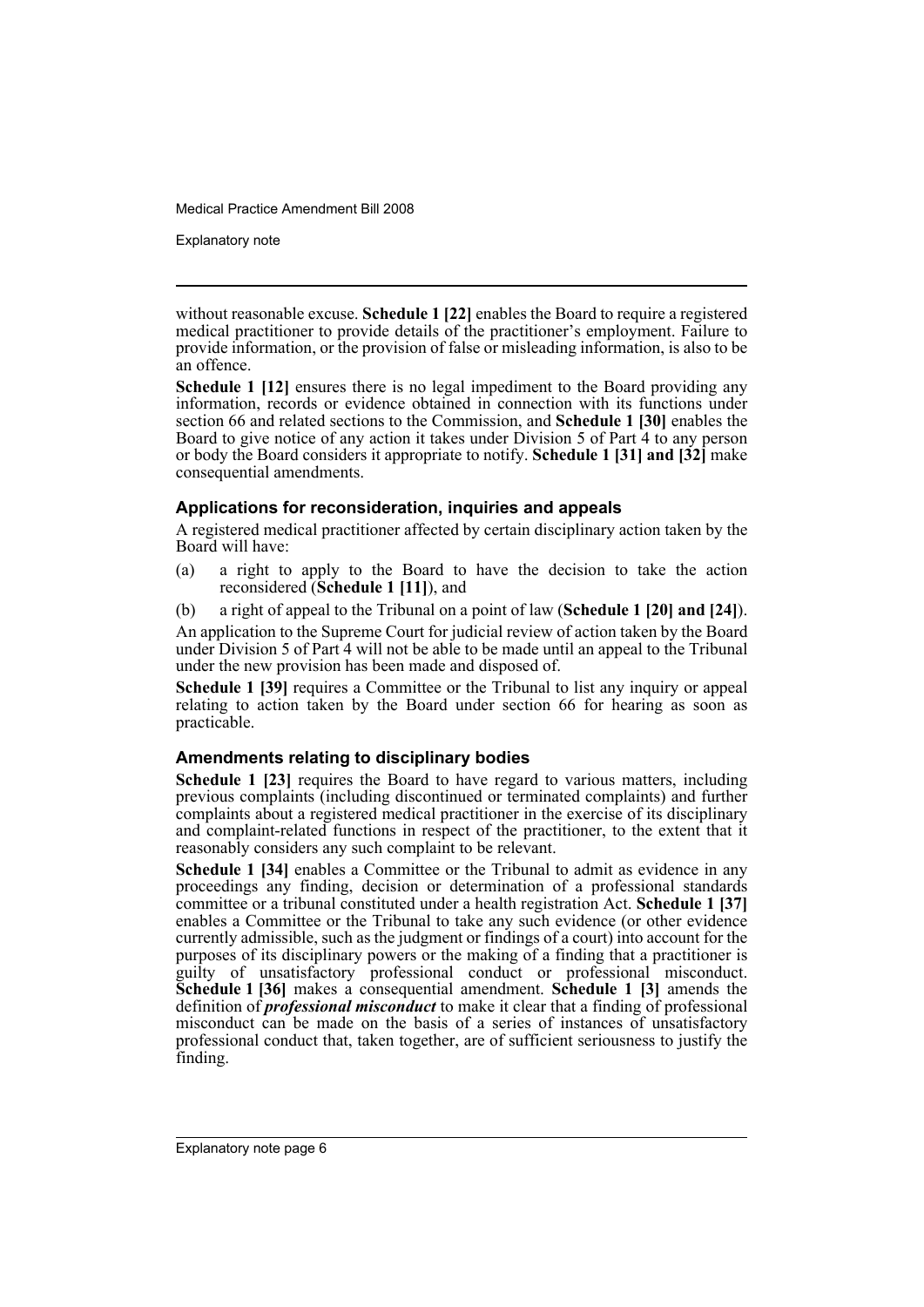without reasonable excuse. **Schedule 1 [22]** enables the Board to require a registered medical practitioner to provide details of the practitioner's employment. Failure to provide information, or the provision of false or misleading information, is also to be an offence.

**Schedule 1 [12]** ensures there is no legal impediment to the Board providing any information, records or evidence obtained in connection with its functions under section 66 and related sections to the Commission, and **Schedule 1 [30]** enables the Board to give notice of any action it takes under Division 5 of Part 4 to any person or body the Board considers it appropriate to notify. **Schedule 1 [31] and [32]** make consequential amendments.

### Applications for reconsideration, inquiries and appeals

A registered medical practitioner affected by certain disciplinary action taken by the Board will have:

(a) a right to apply to the Board to have the decision to take the action reconsidered (**Schedule 1 [11]**), and

(b) a right of appeal to the Tribunal on a point of law (**Schedule 1 [20] and [24]**).

An application to the Supreme Court for judicial review of action taken by the Board under Division 5 of Part 4 will not be able to be made until an appeal to the Tribunal under the new provision has been made and disposed of.

**Schedule 1 [39]** requires a Committee or the Tribunal to list any inquiry or appeal relating to action taken by the Board under section 66 for hearing as soon as practicable.

### Amendments relating to disciplinary bodies

**Schedule 1 [23]** requires the Board to have regard to various matters, including previous complaints (including discontinued or terminated complaints) and further complaints about a registered medical practitioner in the exercise of its disciplinary and complaint-related functions in respect of the practitioner, to the extent that it reasonably considers any such complaint to be relevant.

**Schedule 1 [34]** enables a Committee or the Tribunal to admit as evidence in any proceedings any finding, decision or determination of a professional standards committee or a tribunal constituted under a health registration Act. **Schedule 1 [37]** enables a Committee or the Tribunal to take any such evidence (or other evidence currently admissible, such as the judgment or findings of a court) into account for the purposes of its disciplinary powers or the making of a finding that a practitioner is guilty of unsatisfactory professional conduct or professional misconduct. **Schedule 1 [36]** makes a consequential amendment. **Schedule 1 [3]** amends the definition of ***professional misconduct*** to make it clear that a finding of professional misconduct can be made on the basis of a series of instances of unsatisfactory professional conduct that, taken together, are of sufficient seriousness to justify the finding.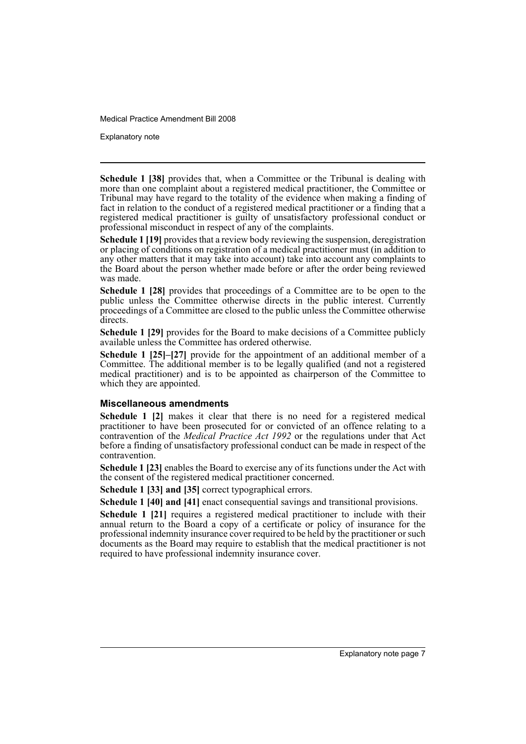**Schedule 1 [38]** provides that, when a Committee or the Tribunal is dealing with more than one complaint about a registered medical practitioner, the Committee or Tribunal may have regard to the totality of the evidence when making a finding of fact in relation to the conduct of a registered medical practitioner or a finding that a registered medical practitioner is guilty of unsatisfactory professional conduct or professional misconduct in respect of any of the complaints.

**Schedule 1 [19]** provides that a review body reviewing the suspension, deregistration or placing of conditions on registration of a medical practitioner must (in addition to any other matters that it may take into account) take into account any complaints to the Board about the person whether made before or after the order being reviewed was made.

**Schedule 1 [28]** provides that proceedings of a Committee are to be open to the public unless the Committee otherwise directs in the public interest. Currently proceedings of a Committee are closed to the public unless the Committee otherwise directs.

**Schedule 1 [29]** provides for the Board to make decisions of a Committee publicly available unless the Committee has ordered otherwise.

**Schedule 1 [25]–[27]** provide for the appointment of an additional member of a Committee. The additional member is to be legally qualified (and not a registered medical practitioner) and is to be appointed as chairperson of the Committee to which they are appointed.

### Miscellaneous amendments

**Schedule 1 [2]** makes it clear that there is no need for a registered medical practitioner to have been prosecuted for or convicted of an offence relating to a contravention of the *Medical Practice Act 1992* or the regulations under that Act before a finding of unsatisfactory professional conduct can be made in respect of the contravention.

**Schedule 1 [23]** enables the Board to exercise any of its functions under the Act with the consent of the registered medical practitioner concerned.

**Schedule 1 [33] and [35]** correct typographical errors.

**Schedule 1 [40] and [41]** enact consequential savings and transitional provisions.

**Schedule 1 [21]** requires a registered medical practitioner to include with their annual return to the Board a copy of a certificate or policy of insurance for the professional indemnity insurance cover required to be held by the practitioner or such documents as the Board may require to establish that the medical practitioner is not required to have professional indemnity insurance cover.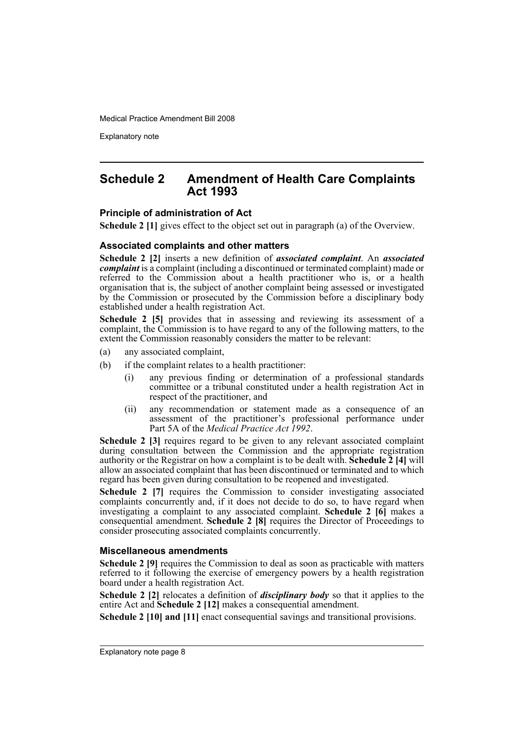## Schedule 2 Amendment of Health Care Complaints Act 1993

### Principle of administration of Act

**Schedule 2 [1]** gives effect to the object set out in paragraph (a) of the Overview.

### Associated complaints and other matters

**Schedule 2 [2]** inserts a new definition of ***associated complaint***. An ***associated complaint*** is a complaint (including a discontinued or terminated complaint) made or referred to the Commission about a health practitioner who is, or a health organisation that is, the subject of another complaint being assessed or investigated by the Commission or prosecuted by the Commission before a disciplinary body established under a health registration Act.

**Schedule 2 [5]** provides that in assessing and reviewing its assessment of a complaint, the Commission is to have regard to any of the following matters, to the extent the Commission reasonably considers the matter to be relevant:

(a) any associated complaint,

(b) if the complaint relates to a health practitioner:

  (i) any previous finding or determination of a professional standards committee or a tribunal constituted under a health registration Act in respect of the practitioner, and

  (ii) any recommendation or statement made as a consequence of an assessment of the practitioner's professional performance under Part 5A of the *Medical Practice Act 1992*.

**Schedule 2 [3]** requires regard to be given to any relevant associated complaint during consultation between the Commission and the appropriate registration authority or the Registrar on how a complaint is to be dealt with. **Schedule 2 [4]** will allow an associated complaint that has been discontinued or terminated and to which regard has been given during consultation to be reopened and investigated.

**Schedule 2 [7]** requires the Commission to consider investigating associated complaints concurrently and, if it does not decide to do so, to have regard when investigating a complaint to any associated complaint. **Schedule 2 [6]** makes a consequential amendment. **Schedule 2 [8]** requires the Director of Proceedings to consider prosecuting associated complaints concurrently.

### Miscellaneous amendments

**Schedule 2 [9]** requires the Commission to deal as soon as practicable with matters referred to it following the exercise of emergency powers by a health registration board under a health registration Act.

**Schedule 2 [2]** relocates a definition of ***disciplinary body*** so that it applies to the entire Act and **Schedule 2 [12]** makes a consequential amendment.

**Schedule 2 [10] and [11]** enact consequential savings and transitional provisions.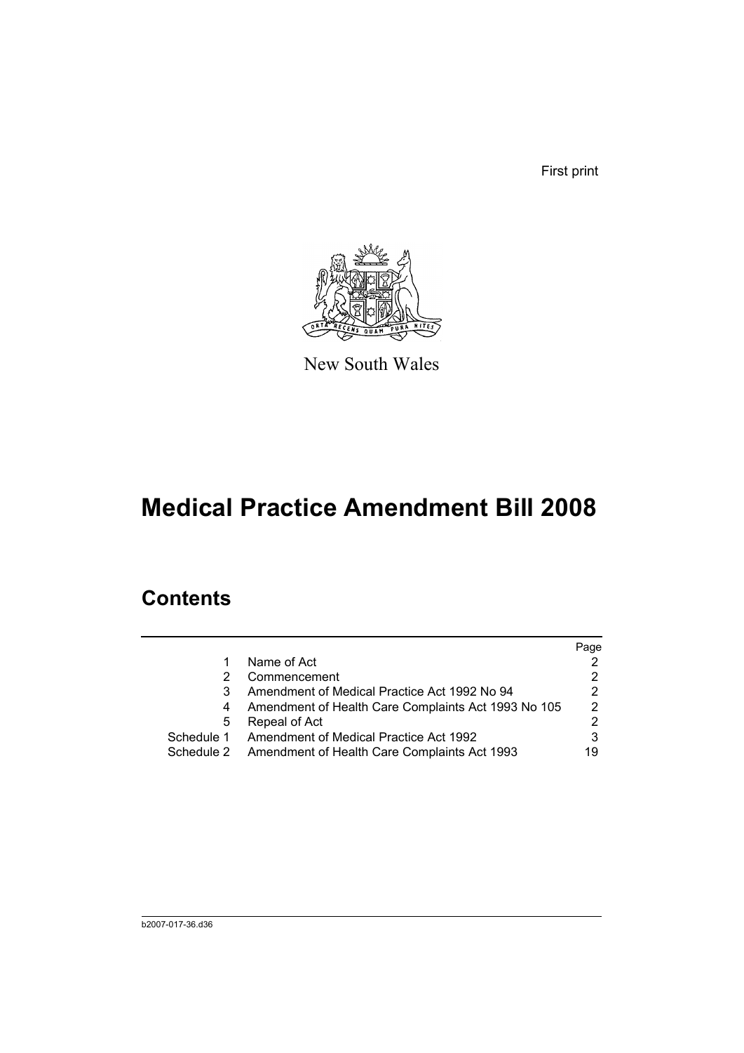First print

New South Wales

# Medical Practice Amendment Bill 2008

## Contents

| | | Page |
|---|---|---|
| 1 | Name of Act | 2 |
| 2 | Commencement | 2 |
| 3 | Amendment of Medical Practice Act 1992 No 94 | 2 |
| 4 | Amendment of Health Care Complaints Act 1993 No 105 | 2 |
| 5 | Repeal of Act | 2 |
| Schedule 1 | Amendment of Medical Practice Act 1992 | 3 |
| Schedule 2 | Amendment of Health Care Complaints Act 1993 | 19 |

b2007-017-36.d36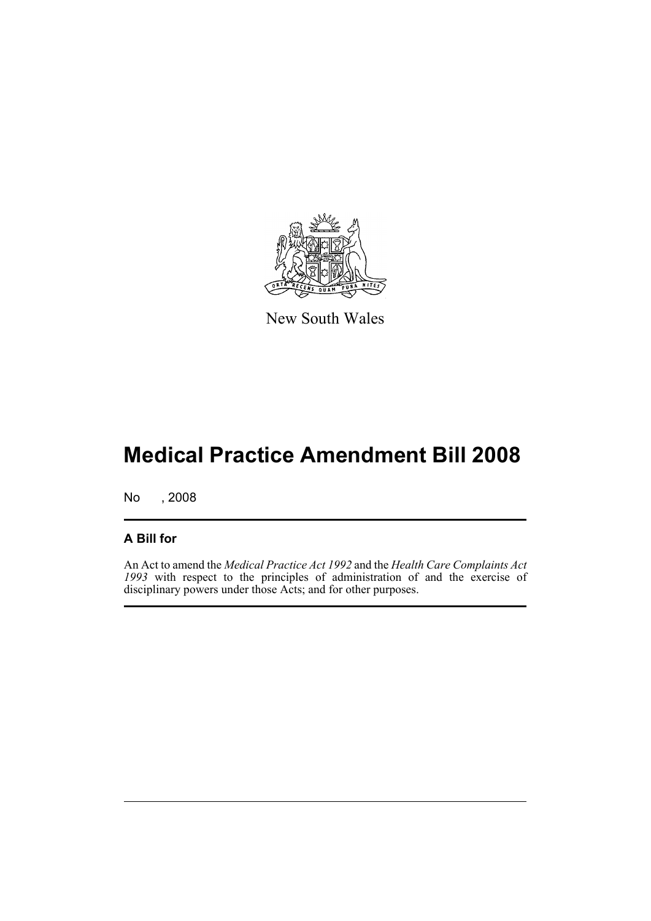New South Wales

# Medical Practice Amendment Bill 2008

No , 2008

## A Bill for

An Act to amend the *Medical Practice Act 1992* and the *Health Care Complaints Act 1993* with respect to the principles of administration of and the exercise of disciplinary powers under those Acts; and for other purposes.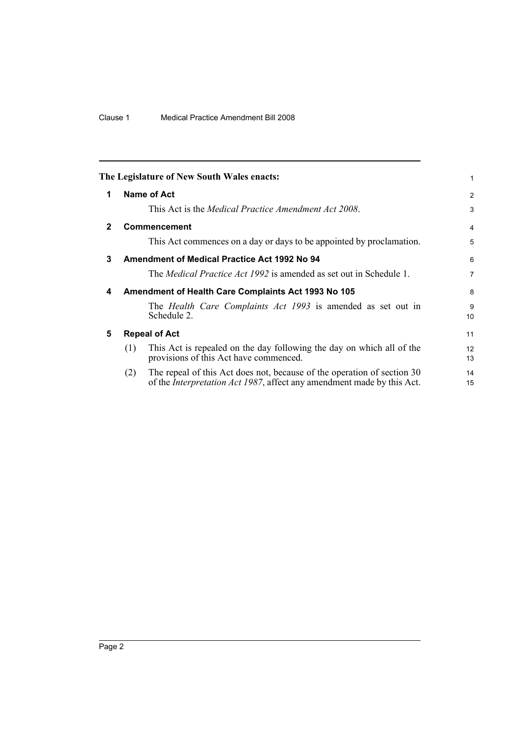**The Legislature of New South Wales enacts:**

## 1 Name of Act

This Act is the *Medical Practice Amendment Act 2008*.

## 2 Commencement

This Act commences on a day or days to be appointed by proclamation.

## 3 Amendment of Medical Practice Act 1992 No 94

The *Medical Practice Act 1992* is amended as set out in Schedule 1.

## 4 Amendment of Health Care Complaints Act 1993 No 105

The *Health Care Complaints Act 1993* is amended as set out in Schedule 2.

## 5 Repeal of Act

(1) This Act is repealed on the day following the day on which all of the provisions of this Act have commenced.

(2) The repeal of this Act does not, because of the operation of section 30 of the *Interpretation Act 1987*, affect any amendment made by this Act.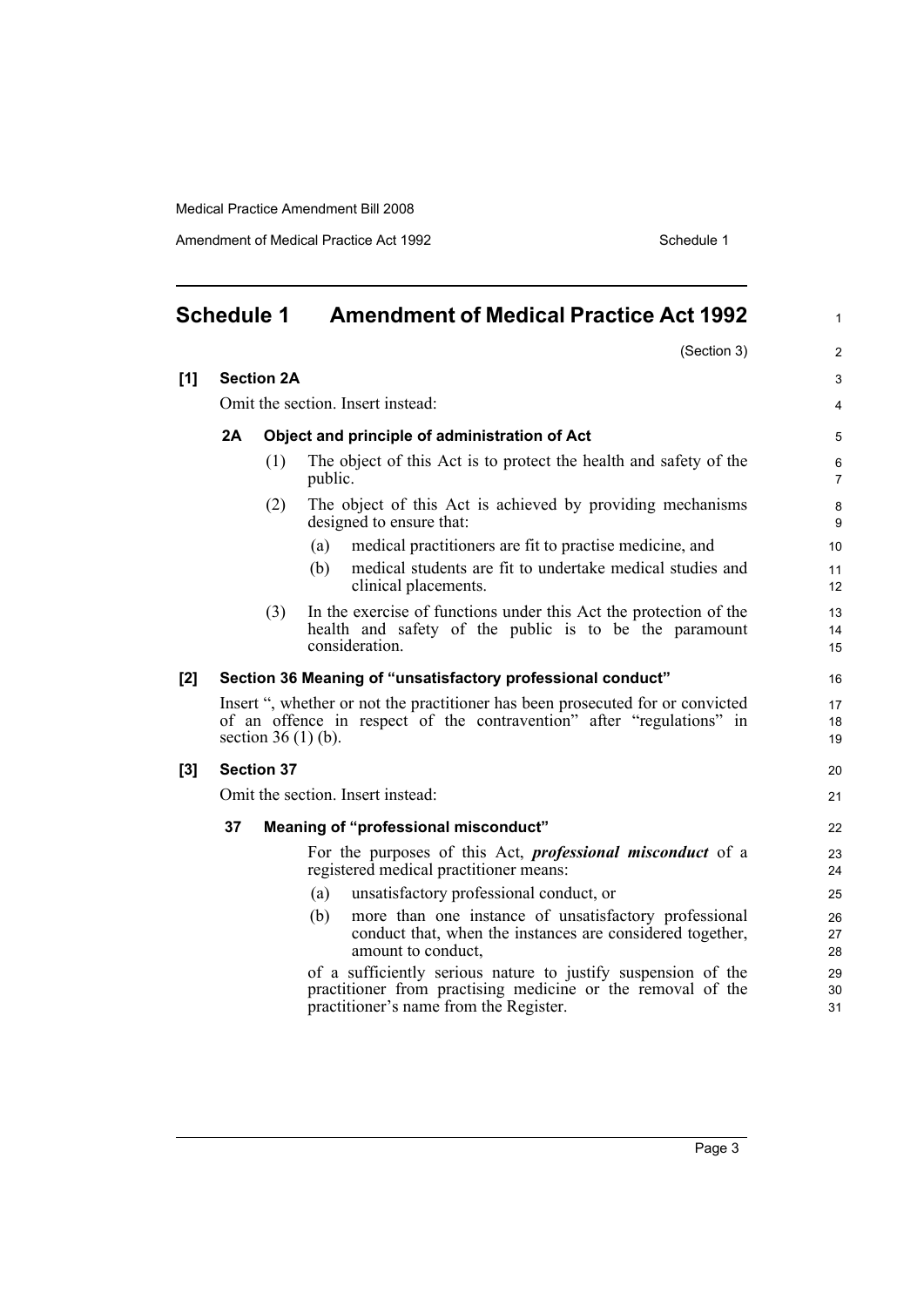## Schedule 1 Amendment of Medical Practice Act 1992

(Section 3)

**[1] Section 2A**

Omit the section. Insert instead:

### 2A Object and principle of administration of Act

(1) The object of this Act is to protect the health and safety of the public.

(2) The object of this Act is achieved by providing mechanisms designed to ensure that:

- (a) medical practitioners are fit to practise medicine, and
- (b) medical students are fit to undertake medical studies and clinical placements.

(3) In the exercise of functions under this Act the protection of the health and safety of the public is to be the paramount consideration.

**[2] Section 36 Meaning of "unsatisfactory professional conduct"**

Insert ", whether or not the practitioner has been prosecuted for or convicted of an offence in respect of the contravention" after "regulations" in section 36 (1) (b).

**[3] Section 37**

Omit the section. Insert instead:

### 37 Meaning of "professional misconduct"

For the purposes of this Act, ***professional misconduct*** of a registered medical practitioner means:

- (a) unsatisfactory professional conduct, or
- (b) more than one instance of unsatisfactory professional conduct that, when the instances are considered together, amount to conduct,

of a sufficiently serious nature to justify suspension of the practitioner from practising medicine or the removal of the practitioner's name from the Register.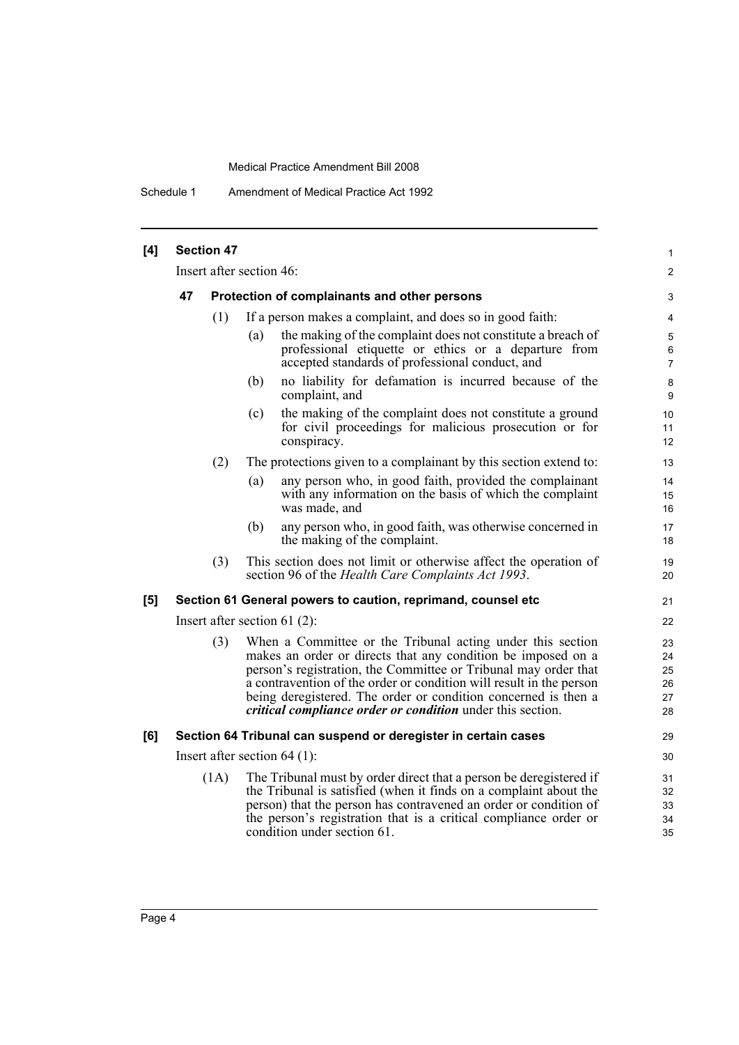**[4] Section 47**

Insert after section 46:

**47 Protection of complainants and other persons**

(1) If a person makes a complaint, and does so in good faith:

(a) the making of the complaint does not constitute a breach of professional etiquette or ethics or a departure from accepted standards of professional conduct, and

(b) no liability for defamation is incurred because of the complaint, and

(c) the making of the complaint does not constitute a ground for civil proceedings for malicious prosecution or for conspiracy.

(2) The protections given to a complainant by this section extend to:

(a) any person who, in good faith, provided the complainant with any information on the basis of which the complaint was made, and

(b) any person who, in good faith, was otherwise concerned in the making of the complaint.

(3) This section does not limit or otherwise affect the operation of section 96 of the *Health Care Complaints Act 1993*.

**[5] Section 61 General powers to caution, reprimand, counsel etc**

Insert after section 61 (2):

(3) When a Committee or the Tribunal acting under this section makes an order or directs that any condition be imposed on a person's registration, the Committee or Tribunal may order that a contravention of the order or condition will result in the person being deregistered. The order or condition concerned is then a ***critical compliance order or condition*** under this section.

**[6] Section 64 Tribunal can suspend or deregister in certain cases**

Insert after section 64 (1):

(1A) The Tribunal must by order direct that a person be deregistered if the Tribunal is satisfied (when it finds on a complaint about the person) that the person has contravened an order or condition of the person's registration that is a critical compliance order or condition under section 61.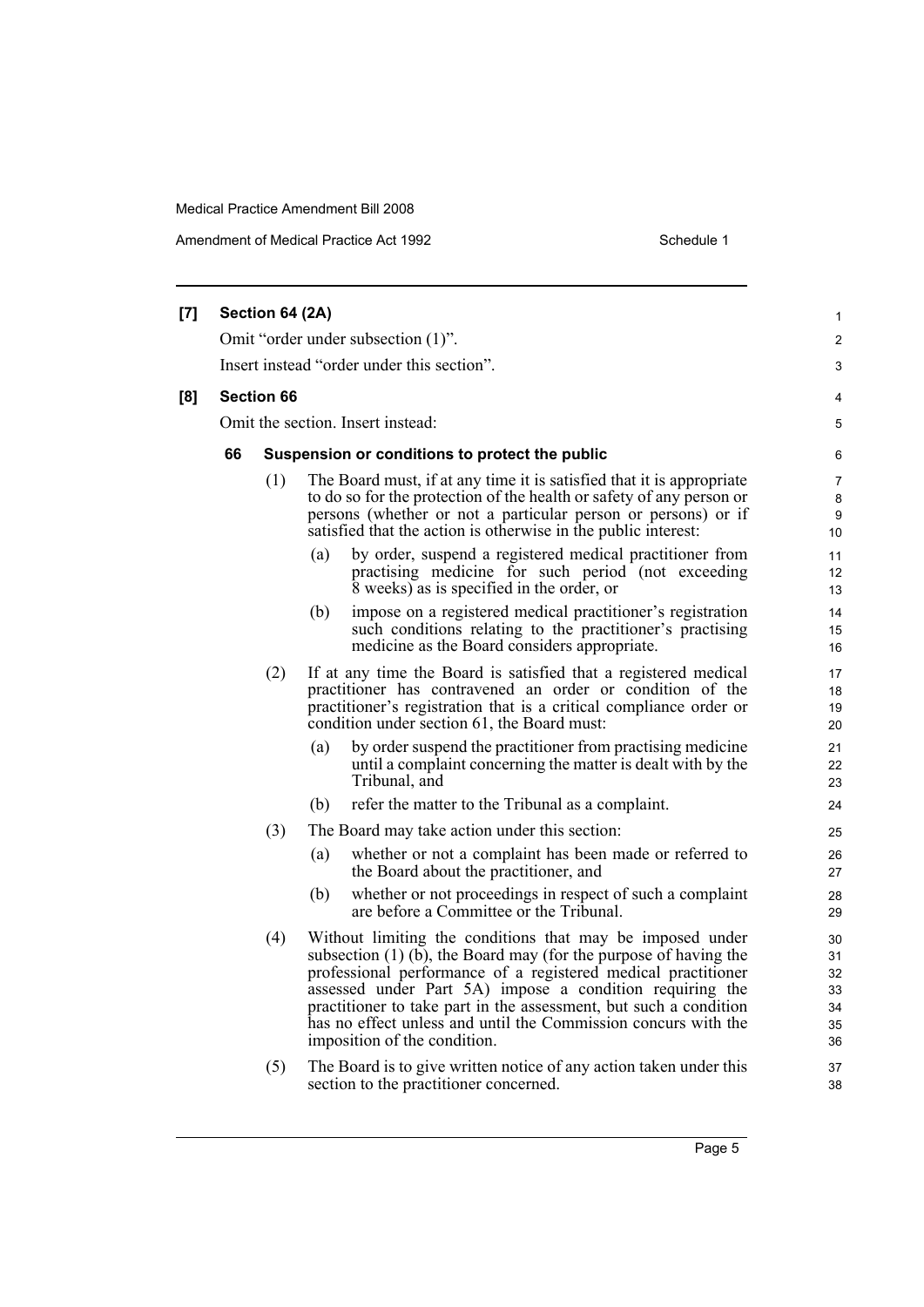**[7] Section 64 (2A)**

Omit "order under subsection (1)".

Insert instead "order under this section".

**[8] Section 66**

Omit the section. Insert instead:

**66 Suspension or conditions to protect the public**

(1) The Board must, if at any time it is satisfied that it is appropriate to do so for the protection of the health or safety of any person or persons (whether or not a particular person or persons) or if satisfied that the action is otherwise in the public interest:

- (a) by order, suspend a registered medical practitioner from practising medicine for such period (not exceeding 8 weeks) as is specified in the order, or
- (b) impose on a registered medical practitioner's registration such conditions relating to the practitioner's practising medicine as the Board considers appropriate.

(2) If at any time the Board is satisfied that a registered medical practitioner has contravened an order or condition of the practitioner's registration that is a critical compliance order or condition under section 61, the Board must:

- (a) by order suspend the practitioner from practising medicine until a complaint concerning the matter is dealt with by the Tribunal, and
- (b) refer the matter to the Tribunal as a complaint.

(3) The Board may take action under this section:

- (a) whether or not a complaint has been made or referred to the Board about the practitioner, and
- (b) whether or not proceedings in respect of such a complaint are before a Committee or the Tribunal.

(4) Without limiting the conditions that may be imposed under subsection (1) (b), the Board may (for the purpose of having the professional performance of a registered medical practitioner assessed under Part 5A) impose a condition requiring the practitioner to take part in the assessment, but such a condition has no effect unless and until the Commission concurs with the imposition of the condition.

(5) The Board is to give written notice of any action taken under this section to the practitioner concerned.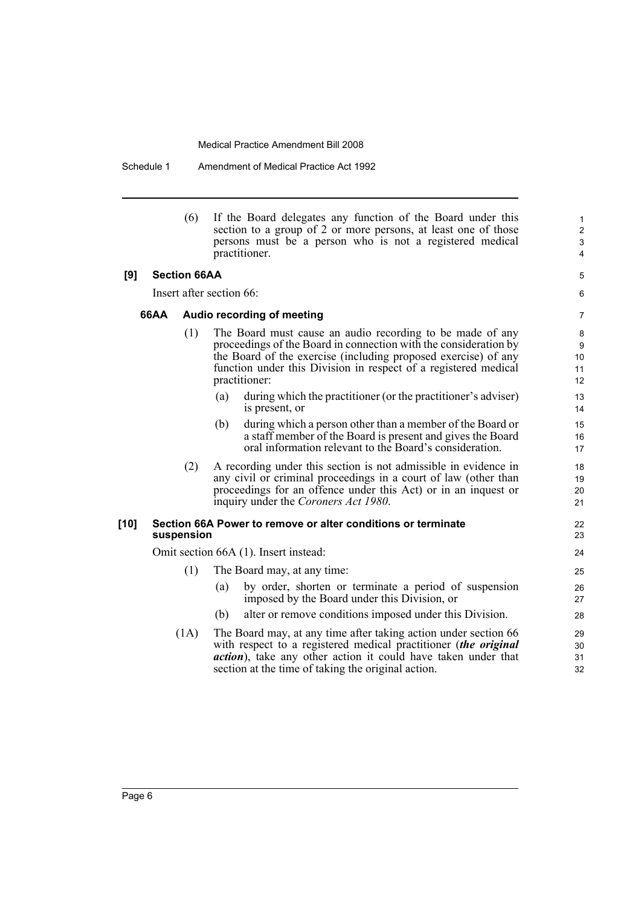(6) If the Board delegates any function of the Board under this section to a group of 2 or more persons, at least one of those persons must be a person who is not a registered medical practitioner.

**[9] Section 66AA**

Insert after section 66:

**66AA Audio recording of meeting**

(1) The Board must cause an audio recording to be made of any proceedings of the Board in connection with the consideration by the Board of the exercise (including proposed exercise) of any function under this Division in respect of a registered medical practitioner:

(a) during which the practitioner (or the practitioner's adviser) is present, or

(b) during which a person other than a member of the Board or a staff member of the Board is present and gives the Board oral information relevant to the Board's consideration.

(2) A recording under this section is not admissible in evidence in any civil or criminal proceedings in a court of law (other than proceedings for an offence under this Act) or in an inquest or inquiry under the *Coroners Act 1980*.

**[10] Section 66A Power to remove or alter conditions or terminate suspension**

Omit section 66A (1). Insert instead:

(1) The Board may, at any time:

(a) by order, shorten or terminate a period of suspension imposed by the Board under this Division, or

(b) alter or remove conditions imposed under this Division.

(1A) The Board may, at any time after taking action under section 66 with respect to a registered medical practitioner (***the original action***), take any other action it could have taken under that section at the time of taking the original action.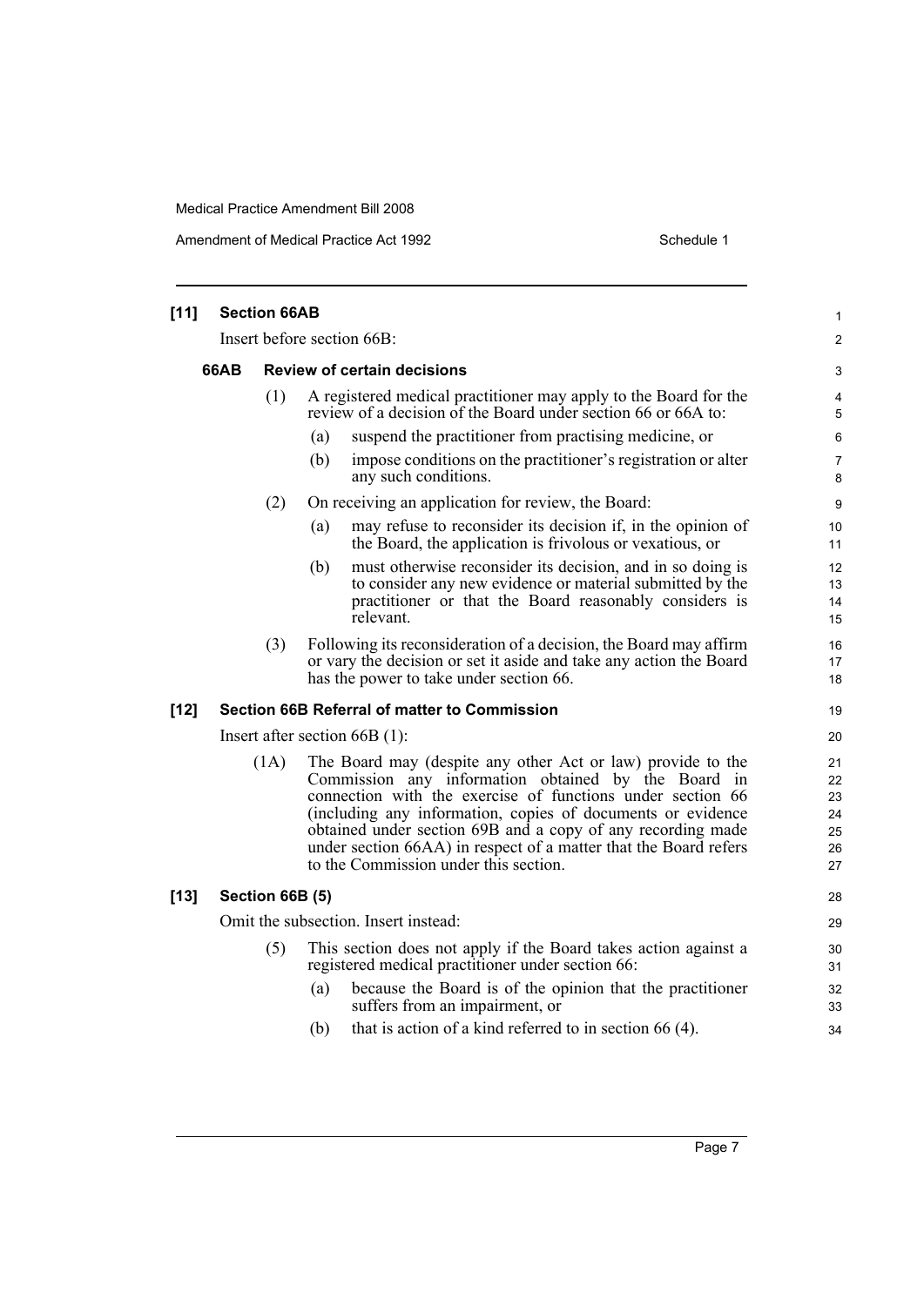**[11] Section 66AB**

Insert before section 66B:

**66AB Review of certain decisions**

(1) A registered medical practitioner may apply to the Board for the review of a decision of the Board under section 66 or 66A to:

(a) suspend the practitioner from practising medicine, or

(b) impose conditions on the practitioner's registration or alter any such conditions.

(2) On receiving an application for review, the Board:

(a) may refuse to reconsider its decision if, in the opinion of the Board, the application is frivolous or vexatious, or

(b) must otherwise reconsider its decision, and in so doing is to consider any new evidence or material submitted by the practitioner or that the Board reasonably considers is relevant.

(3) Following its reconsideration of a decision, the Board may affirm or vary the decision or set it aside and take any action the Board has the power to take under section 66.

**[12] Section 66B Referral of matter to Commission**

Insert after section 66B (1):

(1A) The Board may (despite any other Act or law) provide to the Commission any information obtained by the Board in connection with the exercise of functions under section 66 (including any information, copies of documents or evidence obtained under section 69B and a copy of any recording made under section 66AA) in respect of a matter that the Board refers to the Commission under this section.

**[13] Section 66B (5)**

Omit the subsection. Insert instead:

(5) This section does not apply if the Board takes action against a registered medical practitioner under section 66:

(a) because the Board is of the opinion that the practitioner suffers from an impairment, or

(b) that is action of a kind referred to in section 66 (4).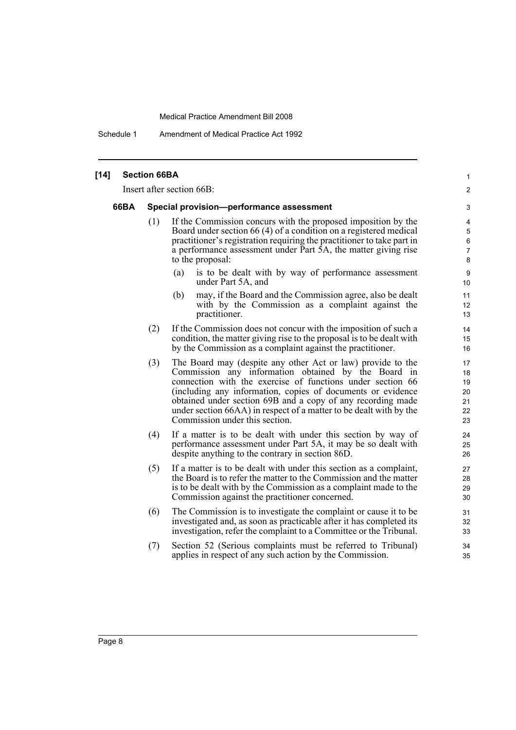**[14] Section 66BA**

Insert after section 66B:

**66BA Special provision—performance assessment**

(1) If the Commission concurs with the proposed imposition by the Board under section 66 (4) of a condition on a registered medical practitioner's registration requiring the practitioner to take part in a performance assessment under Part 5A, the matter giving rise to the proposal:

(a) is to be dealt with by way of performance assessment under Part 5A, and

(b) may, if the Board and the Commission agree, also be dealt with by the Commission as a complaint against the practitioner.

(2) If the Commission does not concur with the imposition of such a condition, the matter giving rise to the proposal is to be dealt with by the Commission as a complaint against the practitioner.

(3) The Board may (despite any other Act or law) provide to the Commission any information obtained by the Board in connection with the exercise of functions under section 66 (including any information, copies of documents or evidence obtained under section 69B and a copy of any recording made under section 66AA) in respect of a matter to be dealt with by the Commission under this section.

(4) If a matter is to be dealt with under this section by way of performance assessment under Part 5A, it may be so dealt with despite anything to the contrary in section 86D.

(5) If a matter is to be dealt with under this section as a complaint, the Board is to refer the matter to the Commission and the matter is to be dealt with by the Commission as a complaint made to the Commission against the practitioner concerned.

(6) The Commission is to investigate the complaint or cause it to be investigated and, as soon as practicable after it has completed its investigation, refer the complaint to a Committee or the Tribunal.

(7) Section 52 (Serious complaints must be referred to Tribunal) applies in respect of any such action by the Commission.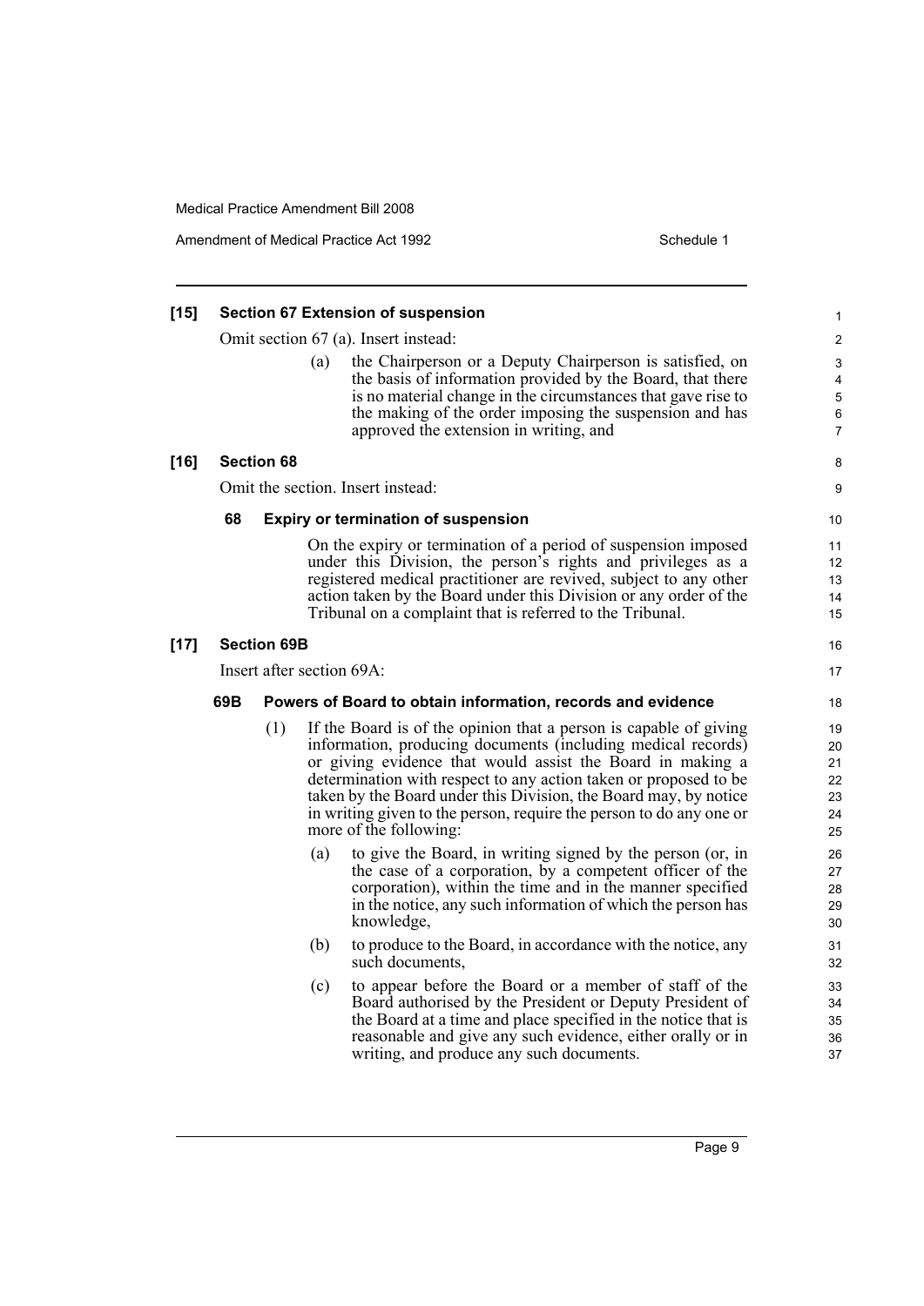**[15] Section 67 Extension of suspension**

Omit section 67 (a). Insert instead:

> (a) the Chairperson or a Deputy Chairperson is satisfied, on the basis of information provided by the Board, that there is no material change in the circumstances that gave rise to the making of the order imposing the suspension and has approved the extension in writing, and

**[16] Section 68**

Omit the section. Insert instead:

**68 Expiry or termination of suspension**

On the expiry or termination of a period of suspension imposed under this Division, the person's rights and privileges as a registered medical practitioner are revived, subject to any other action taken by the Board under this Division or any order of the Tribunal on a complaint that is referred to the Tribunal.

**[17] Section 69B**

Insert after section 69A:

**69B Powers of Board to obtain information, records and evidence**

(1) If the Board is of the opinion that a person is capable of giving information, producing documents (including medical records) or giving evidence that would assist the Board in making a determination with respect to any action taken or proposed to be taken by the Board under this Division, the Board may, by notice in writing given to the person, require the person to do any one or more of the following:

(a) to give the Board, in writing signed by the person (or, in the case of a corporation, by a competent officer of the corporation), within the time and in the manner specified in the notice, any such information of which the person has knowledge,

(b) to produce to the Board, in accordance with the notice, any such documents,

(c) to appear before the Board or a member of staff of the Board authorised by the President or Deputy President of the Board at a time and place specified in the notice that is reasonable and give any such evidence, either orally or in writing, and produce any such documents.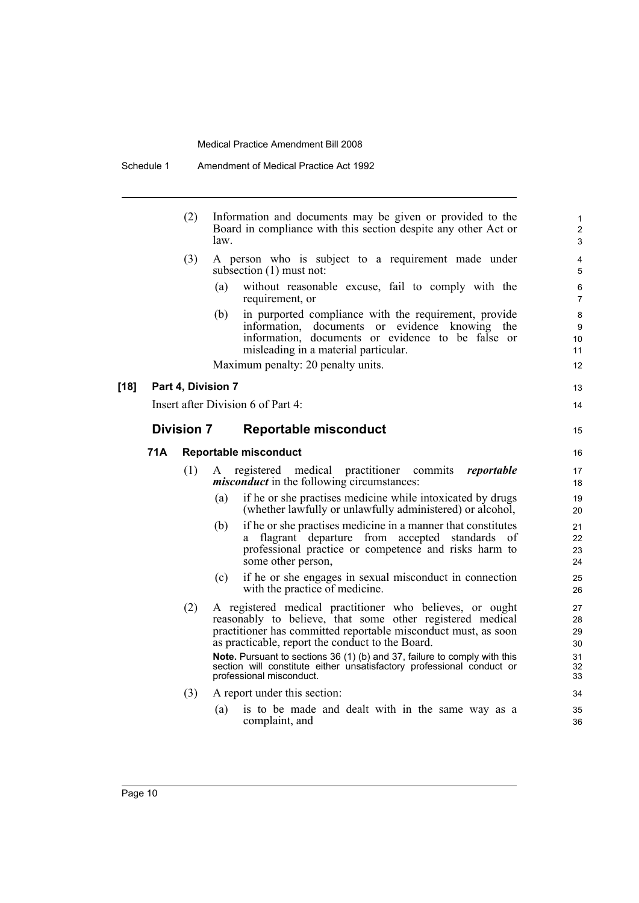(2) Information and documents may be given or provided to the Board in compliance with this section despite any other Act or law.

(3) A person who is subject to a requirement made under subsection (1) must not:

(a) without reasonable excuse, fail to comply with the requirement, or

(b) in purported compliance with the requirement, provide information, documents or evidence knowing the information, documents or evidence to be false or misleading in a material particular.

Maximum penalty: 20 penalty units.

**[18] Part 4, Division 7**

Insert after Division 6 of Part 4:

## Division 7 Reportable misconduct

### 71A Reportable misconduct

(1) A registered medical practitioner commits ***reportable misconduct*** in the following circumstances:

(a) if he or she practises medicine while intoxicated by drugs (whether lawfully or unlawfully administered) or alcohol,

(b) if he or she practises medicine in a manner that constitutes a flagrant departure from accepted standards of professional practice or competence and risks harm to some other person,

(c) if he or she engages in sexual misconduct in connection with the practice of medicine.

(2) A registered medical practitioner who believes, or ought reasonably to believe, that some other registered medical practitioner has committed reportable misconduct must, as soon as practicable, report the conduct to the Board.

**Note.** Pursuant to sections 36 (1) (b) and 37, failure to comply with this section will constitute either unsatisfactory professional conduct or professional misconduct.

(3) A report under this section:

(a) is to be made and dealt with in the same way as a complaint, and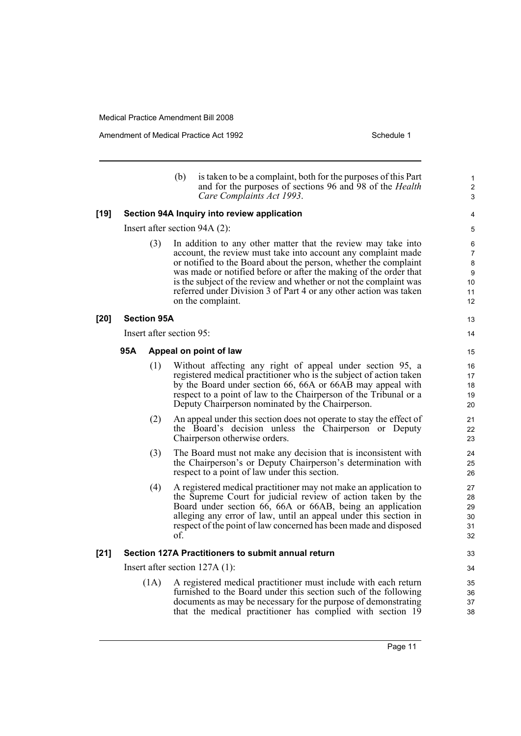(b) is taken to be a complaint, both for the purposes of this Part and for the purposes of sections 96 and 98 of the *Health Care Complaints Act 1993*.

**[19] Section 94A Inquiry into review application**

Insert after section 94A (2):

(3) In addition to any other matter that the review may take into account, the review must take into account any complaint made or notified to the Board about the person, whether the complaint was made or notified before or after the making of the order that is the subject of the review and whether or not the complaint was referred under Division 3 of Part 4 or any other action was taken on the complaint.

**[20] Section 95A**

Insert after section 95:

**95A Appeal on point of law**

(1) Without affecting any right of appeal under section 95, a registered medical practitioner who is the subject of action taken by the Board under section 66, 66A or 66AB may appeal with respect to a point of law to the Chairperson of the Tribunal or a Deputy Chairperson nominated by the Chairperson.

(2) An appeal under this section does not operate to stay the effect of the Board's decision unless the Chairperson or Deputy Chairperson otherwise orders.

(3) The Board must not make any decision that is inconsistent with the Chairperson's or Deputy Chairperson's determination with respect to a point of law under this section.

(4) A registered medical practitioner may not make an application to the Supreme Court for judicial review of action taken by the Board under section 66, 66A or 66AB, being an application alleging any error of law, until an appeal under this section in respect of the point of law concerned has been made and disposed of.

**[21] Section 127A Practitioners to submit annual return**

Insert after section 127A (1):

(1A) A registered medical practitioner must include with each return furnished to the Board under this section such of the following documents as may be necessary for the purpose of demonstrating that the medical practitioner has complied with section 19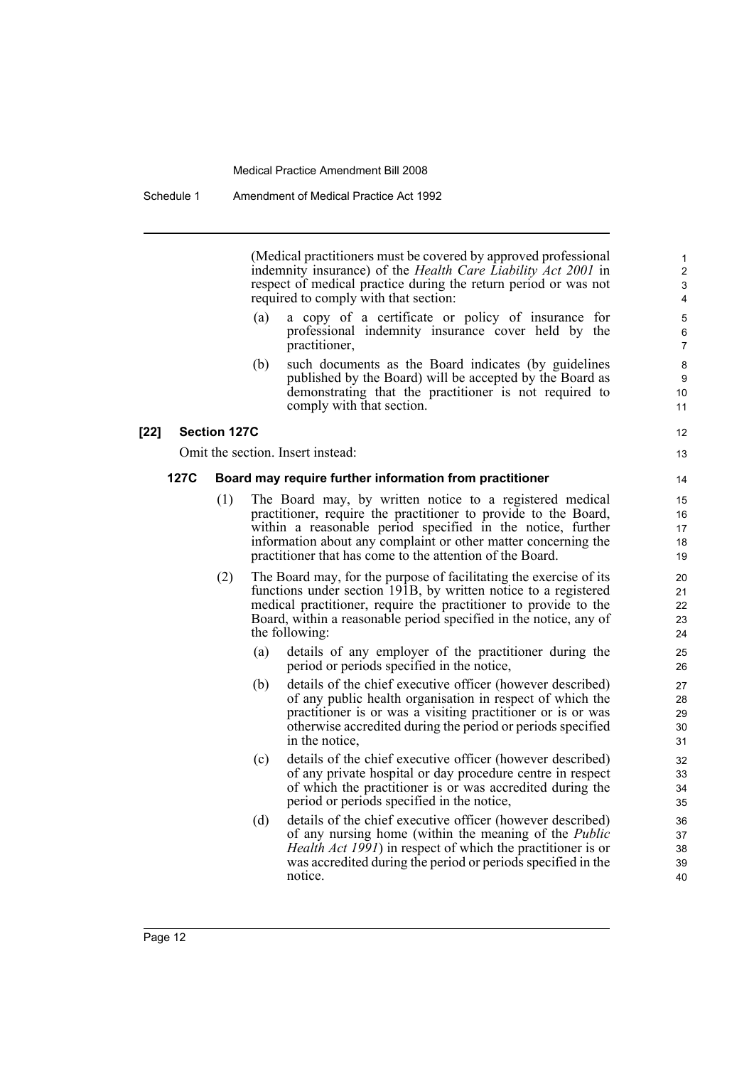(Medical practitioners must be covered by approved professional indemnity insurance) of the *Health Care Liability Act 2001* in respect of medical practice during the return period or was not required to comply with that section:

(a) a copy of a certificate or policy of insurance for professional indemnity insurance cover held by the practitioner,

(b) such documents as the Board indicates (by guidelines published by the Board) will be accepted by the Board as demonstrating that the practitioner is not required to comply with that section.

**[22] Section 127C**

Omit the section. Insert instead:

**127C Board may require further information from practitioner**

(1) The Board may, by written notice to a registered medical practitioner, require the practitioner to provide to the Board, within a reasonable period specified in the notice, further information about any complaint or other matter concerning the practitioner that has come to the attention of the Board.

(2) The Board may, for the purpose of facilitating the exercise of its functions under section 191B, by written notice to a registered medical practitioner, require the practitioner to provide to the Board, within a reasonable period specified in the notice, any of the following:

(a) details of any employer of the practitioner during the period or periods specified in the notice,

(b) details of the chief executive officer (however described) of any public health organisation in respect of which the practitioner is or was a visiting practitioner or is or was otherwise accredited during the period or periods specified in the notice,

(c) details of the chief executive officer (however described) of any private hospital or day procedure centre in respect of which the practitioner is or was accredited during the period or periods specified in the notice,

(d) details of the chief executive officer (however described) of any nursing home (within the meaning of the *Public Health Act 1991*) in respect of which the practitioner is or was accredited during the period or periods specified in the notice.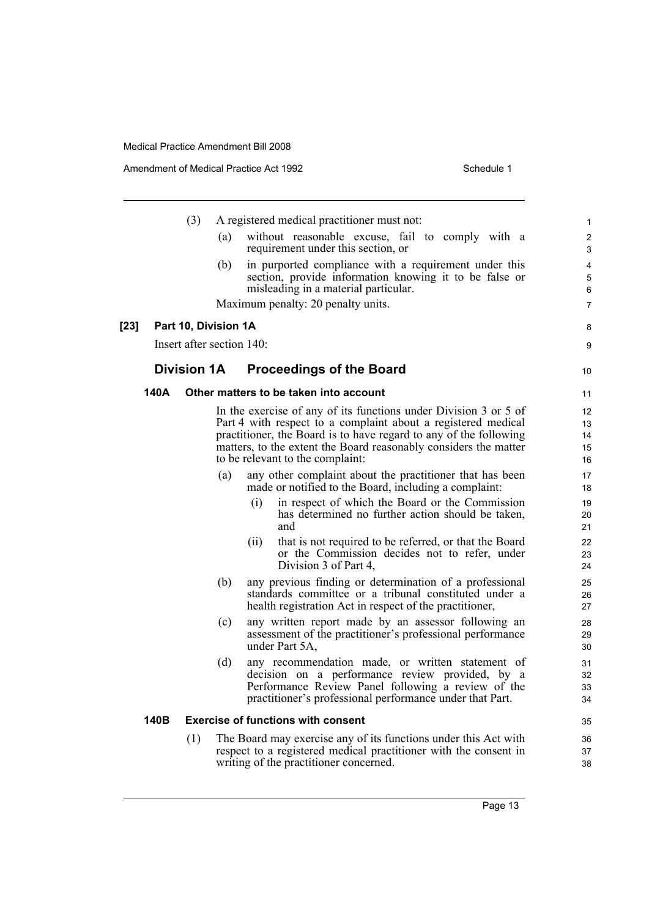(3) A registered medical practitioner must not:

(a) without reasonable excuse, fail to comply with a requirement under this section, or

(b) in purported compliance with a requirement under this section, provide information knowing it to be false or misleading in a material particular.

Maximum penalty: 20 penalty units.

**[23] Part 10, Division 1A**

Insert after section 140:

## Division 1A Proceedings of the Board

### 140A Other matters to be taken into account

In the exercise of any of its functions under Division 3 or 5 of Part 4 with respect to a complaint about a registered medical practitioner, the Board is to have regard to any of the following matters, to the extent the Board reasonably considers the matter to be relevant to the complaint:

(a) any other complaint about the practitioner that has been made or notified to the Board, including a complaint:

(i) in respect of which the Board or the Commission has determined no further action should be taken, and

(ii) that is not required to be referred, or that the Board or the Commission decides not to refer, under Division 3 of Part 4,

(b) any previous finding or determination of a professional standards committee or a tribunal constituted under a health registration Act in respect of the practitioner,

(c) any written report made by an assessor following an assessment of the practitioner's professional performance under Part 5A,

(d) any recommendation made, or written statement of decision on a performance review provided, by a Performance Review Panel following a review of the practitioner's professional performance under that Part.

### 140B Exercise of functions with consent

(1) The Board may exercise any of its functions under this Act with respect to a registered medical practitioner with the consent in writing of the practitioner concerned.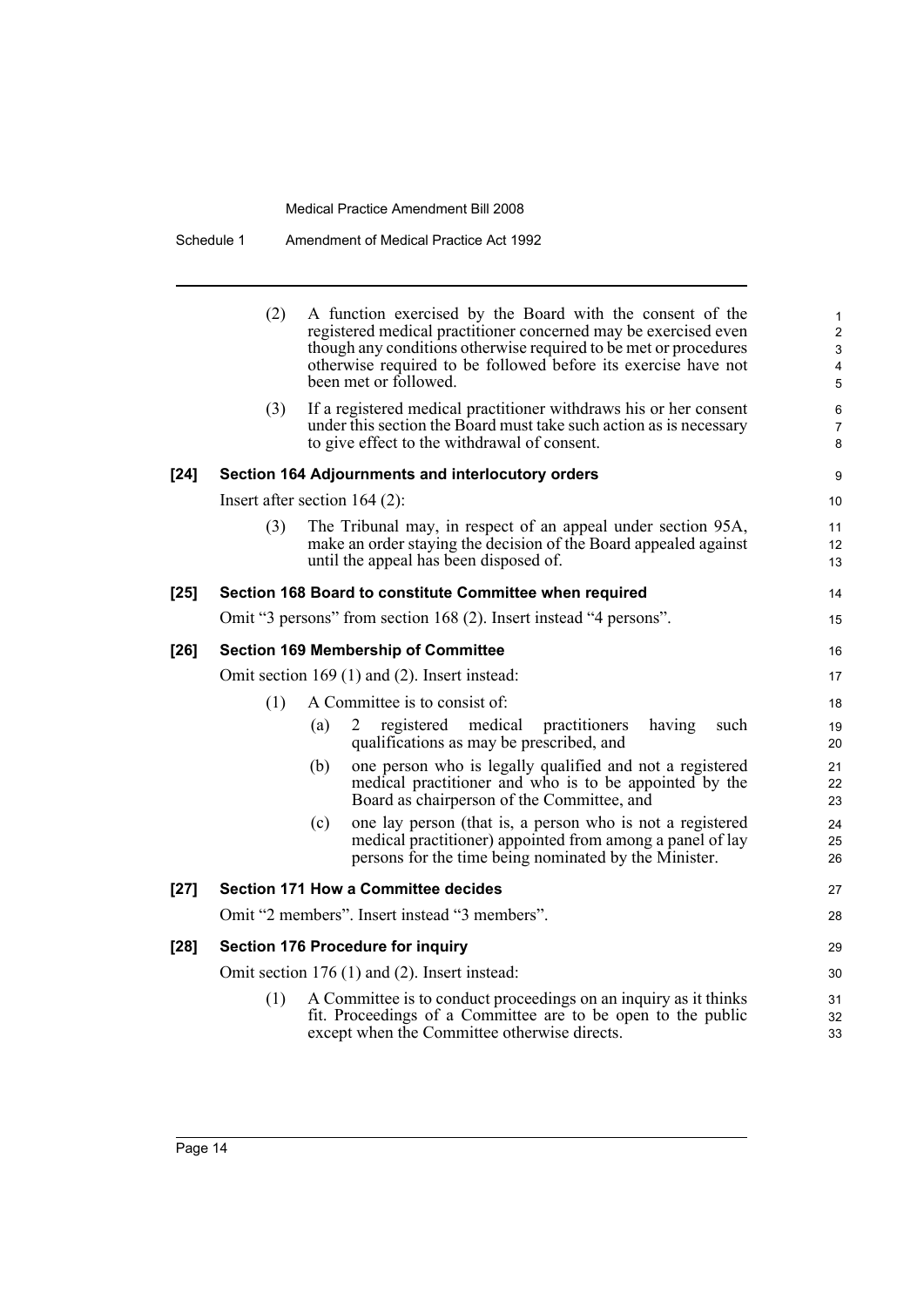(2) A function exercised by the Board with the consent of the registered medical practitioner concerned may be exercised even though any conditions otherwise required to be met or procedures otherwise required to be followed before its exercise have not been met or followed.

(3) If a registered medical practitioner withdraws his or her consent under this section the Board must take such action as is necessary to give effect to the withdrawal of consent.

**[24] Section 164 Adjournments and interlocutory orders**

Insert after section 164 (2):

(3) The Tribunal may, in respect of an appeal under section 95A, make an order staying the decision of the Board appealed against until the appeal has been disposed of.

**[25] Section 168 Board to constitute Committee when required**

Omit "3 persons" from section 168 (2). Insert instead "4 persons".

**[26] Section 169 Membership of Committee**

Omit section 169 (1) and (2). Insert instead:

(1) A Committee is to consist of:

(a) 2 registered medical practitioners having such qualifications as may be prescribed, and

(b) one person who is legally qualified and not a registered medical practitioner and who is to be appointed by the Board as chairperson of the Committee, and

(c) one lay person (that is, a person who is not a registered medical practitioner) appointed from among a panel of lay persons for the time being nominated by the Minister.

**[27] Section 171 How a Committee decides**

Omit "2 members". Insert instead "3 members".

**[28] Section 176 Procedure for inquiry**

Omit section 176 (1) and (2). Insert instead:

(1) A Committee is to conduct proceedings on an inquiry as it thinks fit. Proceedings of a Committee are to be open to the public except when the Committee otherwise directs.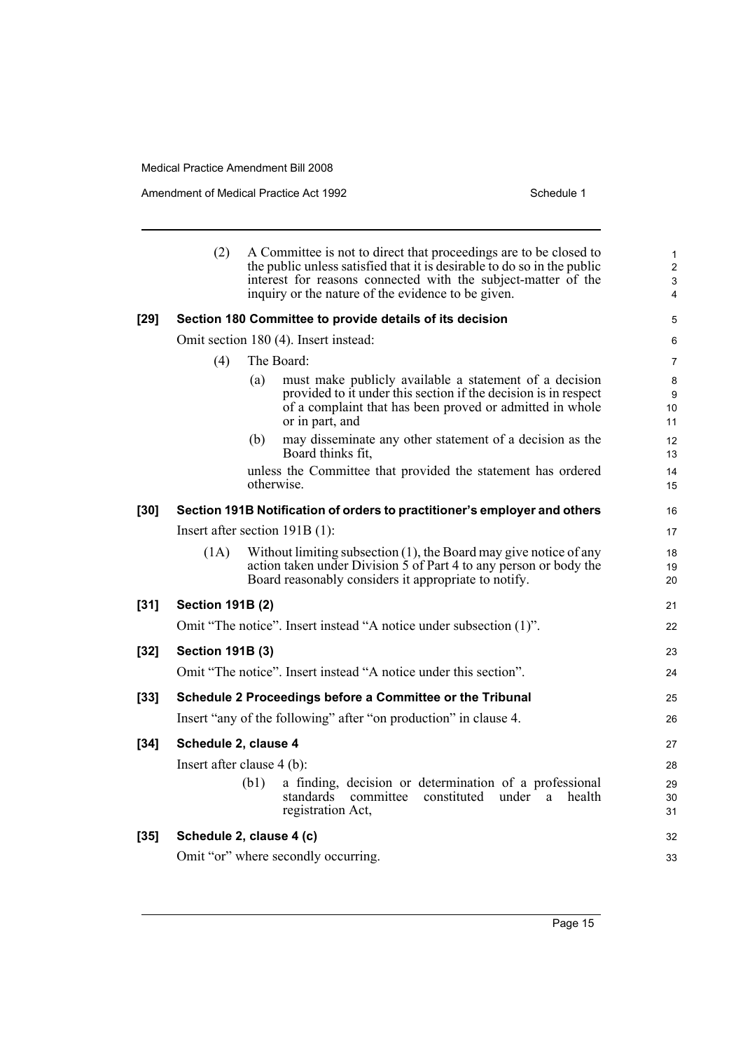(2) A Committee is not to direct that proceedings are to be closed to the public unless satisfied that it is desirable to do so in the public interest for reasons connected with the subject-matter of the inquiry or the nature of the evidence to be given.

**[29] Section 180 Committee to provide details of its decision**

Omit section 180 (4). Insert instead:

(4) The Board:

(a) must make publicly available a statement of a decision provided to it under this section if the decision is in respect of a complaint that has been proved or admitted in whole or in part, and

(b) may disseminate any other statement of a decision as the Board thinks fit,

unless the Committee that provided the statement has ordered otherwise.

**[30] Section 191B Notification of orders to practitioner's employer and others**

Insert after section 191B (1):

(1A) Without limiting subsection (1), the Board may give notice of any action taken under Division 5 of Part 4 to any person or body the Board reasonably considers it appropriate to notify.

**[31] Section 191B (2)**

Omit "The notice". Insert instead "A notice under subsection (1)".

**[32] Section 191B (3)**

Omit "The notice". Insert instead "A notice under this section".

**[33] Schedule 2 Proceedings before a Committee or the Tribunal**

Insert "any of the following" after "on production" in clause 4.

**[34] Schedule 2, clause 4**

Insert after clause 4 (b):

(b1) a finding, decision or determination of a professional standards committee constituted under a health registration Act,

**[35] Schedule 2, clause 4 (c)**

Omit "or" where secondly occurring.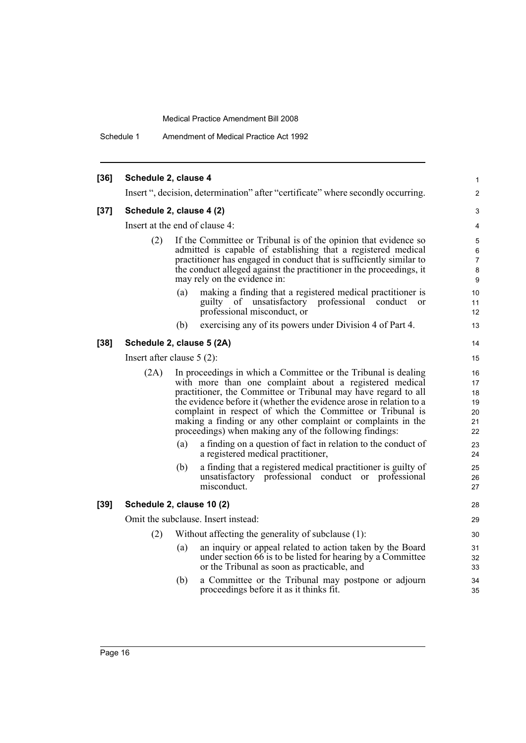**[36] Schedule 2, clause 4**

Insert ", decision, determination" after "certificate" where secondly occurring.

**[37] Schedule 2, clause 4 (2)**

Insert at the end of clause 4:

(2) If the Committee or Tribunal is of the opinion that evidence so admitted is capable of establishing that a registered medical practitioner has engaged in conduct that is sufficiently similar to the conduct alleged against the practitioner in the proceedings, it may rely on the evidence in:

(a) making a finding that a registered medical practitioner is guilty of unsatisfactory professional conduct or professional misconduct, or

(b) exercising any of its powers under Division 4 of Part 4.

**[38] Schedule 2, clause 5 (2A)**

Insert after clause 5 (2):

(2A) In proceedings in which a Committee or the Tribunal is dealing with more than one complaint about a registered medical practitioner, the Committee or Tribunal may have regard to all the evidence before it (whether the evidence arose in relation to a complaint in respect of which the Committee or Tribunal is making a finding or any other complaint or complaints in the proceedings) when making any of the following findings:

(a) a finding on a question of fact in relation to the conduct of a registered medical practitioner,

(b) a finding that a registered medical practitioner is guilty of unsatisfactory professional conduct or professional misconduct.

**[39] Schedule 2, clause 10 (2)**

Omit the subclause. Insert instead:

(2) Without affecting the generality of subclause (1):

(a) an inquiry or appeal related to action taken by the Board under section 66 is to be listed for hearing by a Committee or the Tribunal as soon as practicable, and

(b) a Committee or the Tribunal may postpone or adjourn proceedings before it as it thinks fit.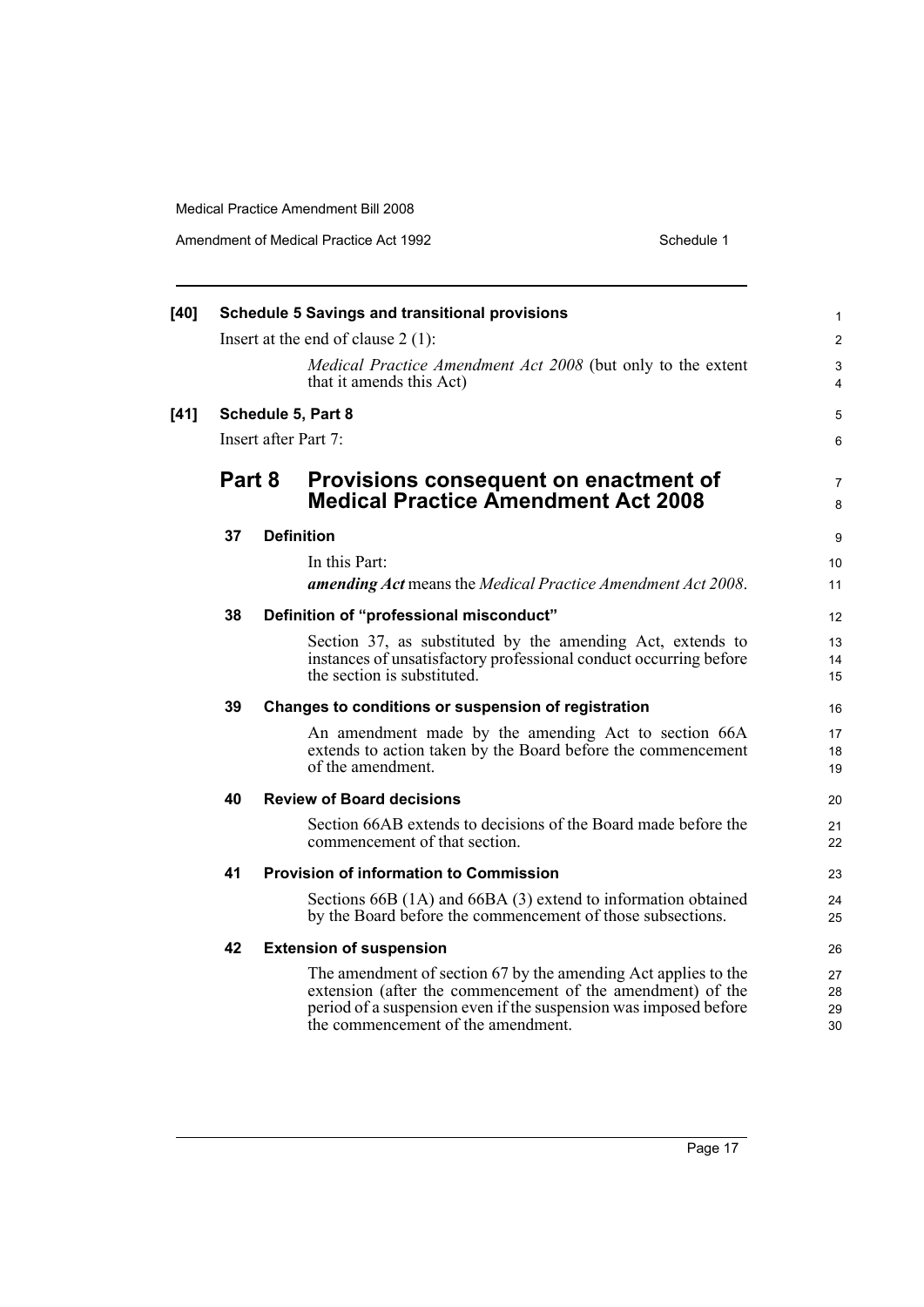**[40] Schedule 5 Savings and transitional provisions**

Insert at the end of clause 2 (1):

*Medical Practice Amendment Act 2008* (but only to the extent that it amends this Act)

**[41] Schedule 5, Part 8**

Insert after Part 7:

## Part 8 Provisions consequent on enactment of Medical Practice Amendment Act 2008

**37 Definition**

In this Part:

***amending Act*** means the *Medical Practice Amendment Act 2008*.

**38 Definition of "professional misconduct"**

Section 37, as substituted by the amending Act, extends to instances of unsatisfactory professional conduct occurring before the section is substituted.

**39 Changes to conditions or suspension of registration**

An amendment made by the amending Act to section 66A extends to action taken by the Board before the commencement of the amendment.

**40 Review of Board decisions**

Section 66AB extends to decisions of the Board made before the commencement of that section.

**41 Provision of information to Commission**

Sections 66B (1A) and 66BA (3) extend to information obtained by the Board before the commencement of those subsections.

**42 Extension of suspension**

The amendment of section 67 by the amending Act applies to the extension (after the commencement of the amendment) of the period of a suspension even if the suspension was imposed before the commencement of the amendment.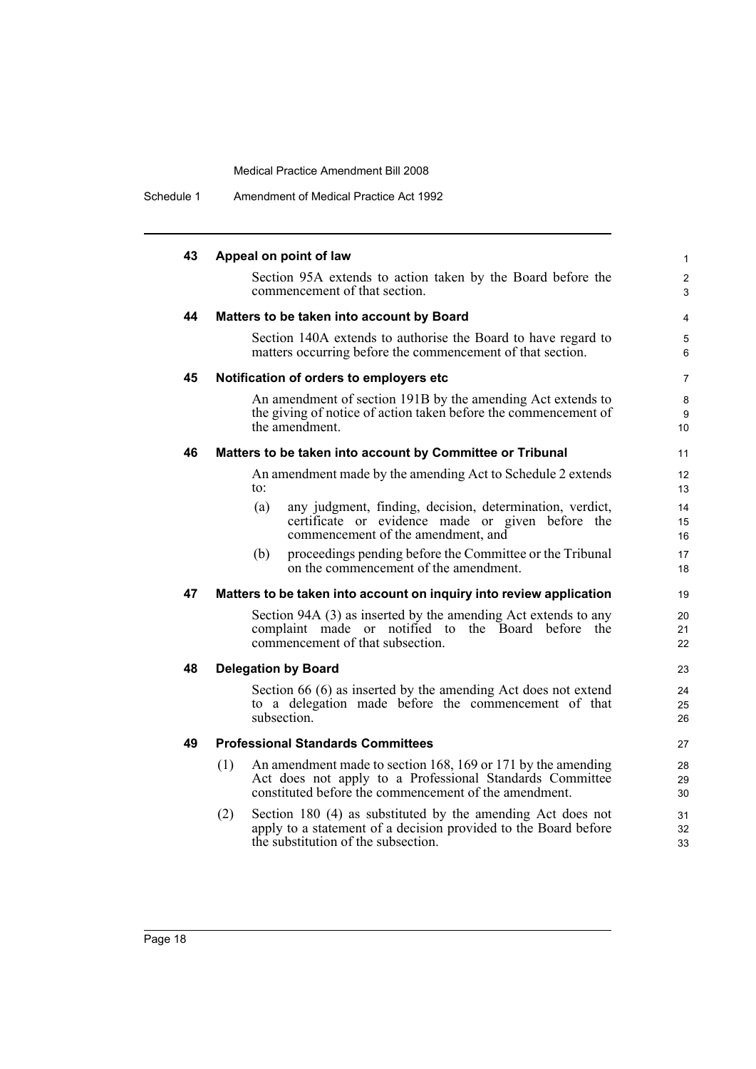### 43 Appeal on point of law

Section 95A extends to action taken by the Board before the commencement of that section.

### 44 Matters to be taken into account by Board

Section 140A extends to authorise the Board to have regard to matters occurring before the commencement of that section.

### 45 Notification of orders to employers etc

An amendment of section 191B by the amending Act extends to the giving of notice of action taken before the commencement of the amendment.

### 46 Matters to be taken into account by Committee or Tribunal

An amendment made by the amending Act to Schedule 2 extends to:

(a) any judgment, finding, decision, determination, verdict, certificate or evidence made or given before the commencement of the amendment, and

(b) proceedings pending before the Committee or the Tribunal on the commencement of the amendment.

### 47 Matters to be taken into account on inquiry into review application

Section 94A (3) as inserted by the amending Act extends to any complaint made or notified to the Board before the commencement of that subsection.

### 48 Delegation by Board

Section 66 (6) as inserted by the amending Act does not extend to a delegation made before the commencement of that subsection.

### 49 Professional Standards Committees

(1) An amendment made to section 168, 169 or 171 by the amending Act does not apply to a Professional Standards Committee constituted before the commencement of the amendment.

(2) Section 180 (4) as substituted by the amending Act does not apply to a statement of a decision provided to the Board before the substitution of the subsection.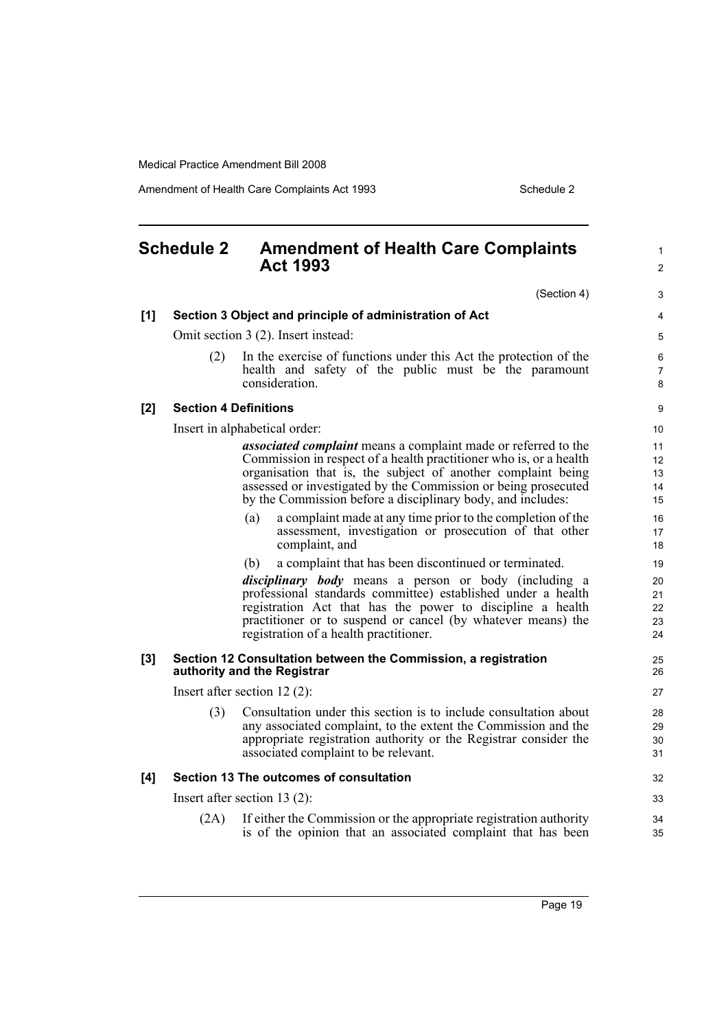## Schedule 2 Amendment of Health Care Complaints Act 1993

(Section 4)

**[1] Section 3 Object and principle of administration of Act**

Omit section 3 (2). Insert instead:

(2) In the exercise of functions under this Act the protection of the health and safety of the public must be the paramount consideration.

**[2] Section 4 Definitions**

Insert in alphabetical order:

***associated complaint*** means a complaint made or referred to the Commission in respect of a health practitioner who is, or a health organisation that is, the subject of another complaint being assessed or investigated by the Commission or being prosecuted by the Commission before a disciplinary body, and includes:

(a) a complaint made at any time prior to the completion of the assessment, investigation or prosecution of that other complaint, and

(b) a complaint that has been discontinued or terminated.

***disciplinary body*** means a person or body (including a professional standards committee) established under a health registration Act that has the power to discipline a health practitioner or to suspend or cancel (by whatever means) the registration of a health practitioner.

**[3] Section 12 Consultation between the Commission, a registration authority and the Registrar**

Insert after section 12 (2):

(3) Consultation under this section is to include consultation about any associated complaint, to the extent the Commission and the appropriate registration authority or the Registrar consider the associated complaint to be relevant.

**[4] Section 13 The outcomes of consultation**

Insert after section 13 (2):

(2A) If either the Commission or the appropriate registration authority is of the opinion that an associated complaint that has been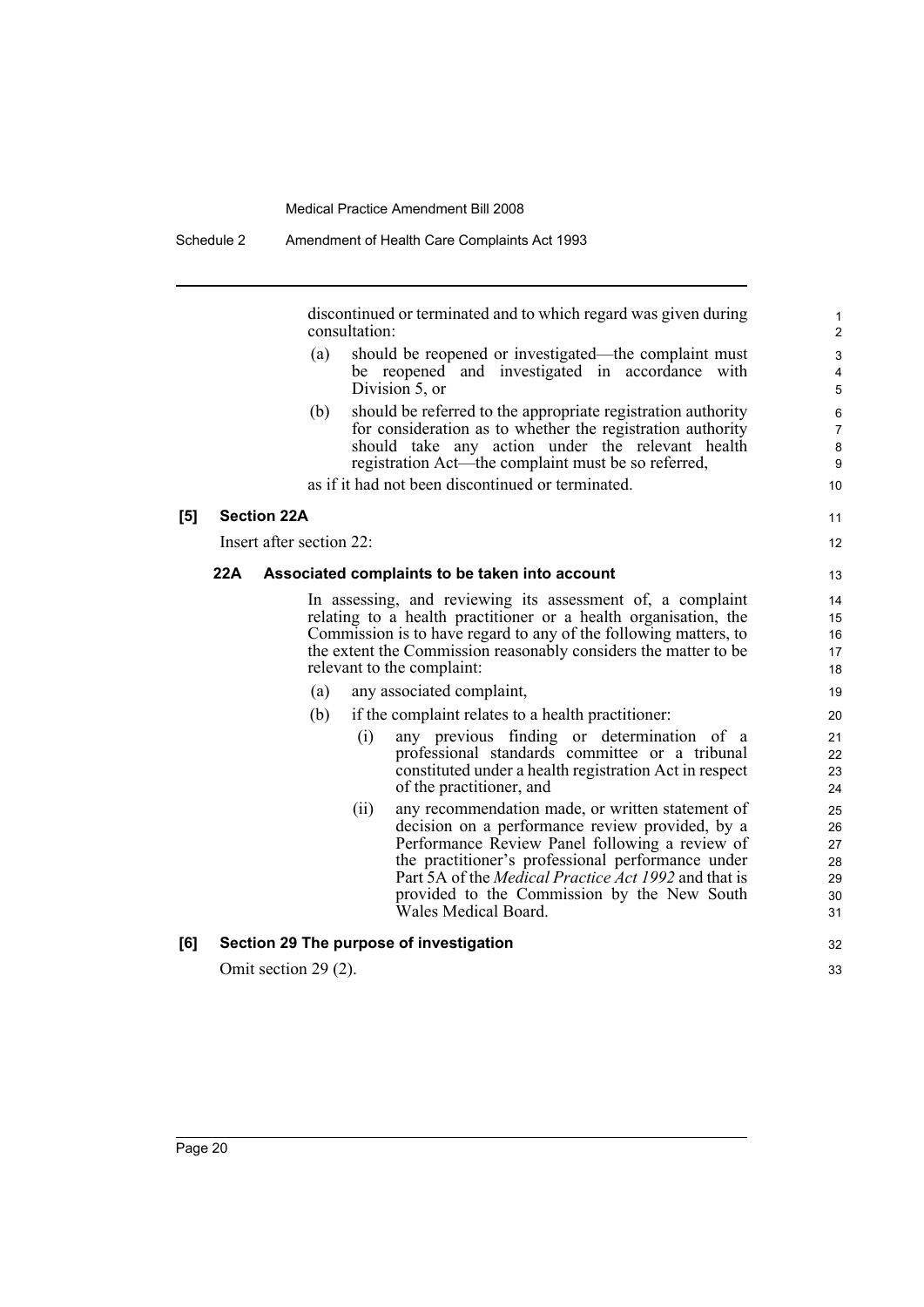discontinued or terminated and to which regard was given during consultation:

(a) should be reopened or investigated—the complaint must be reopened and investigated in accordance with Division 5, or

(b) should be referred to the appropriate registration authority for consideration as to whether the registration authority should take any action under the relevant health registration Act—the complaint must be so referred,

as if it had not been discontinued or terminated.

**[5] Section 22A**

Insert after section 22:

**22A Associated complaints to be taken into account**

In assessing, and reviewing its assessment of, a complaint relating to a health practitioner or a health organisation, the Commission is to have regard to any of the following matters, to the extent the Commission reasonably considers the matter to be relevant to the complaint:

(a) any associated complaint,

(b) if the complaint relates to a health practitioner:

(i) any previous finding or determination of a professional standards committee or a tribunal constituted under a health registration Act in respect of the practitioner, and

(ii) any recommendation made, or written statement of decision on a performance review provided, by a Performance Review Panel following a review of the practitioner's professional performance under Part 5A of the *Medical Practice Act 1992* and that is provided to the Commission by the New South Wales Medical Board.

**[6] Section 29 The purpose of investigation**

Omit section 29 (2).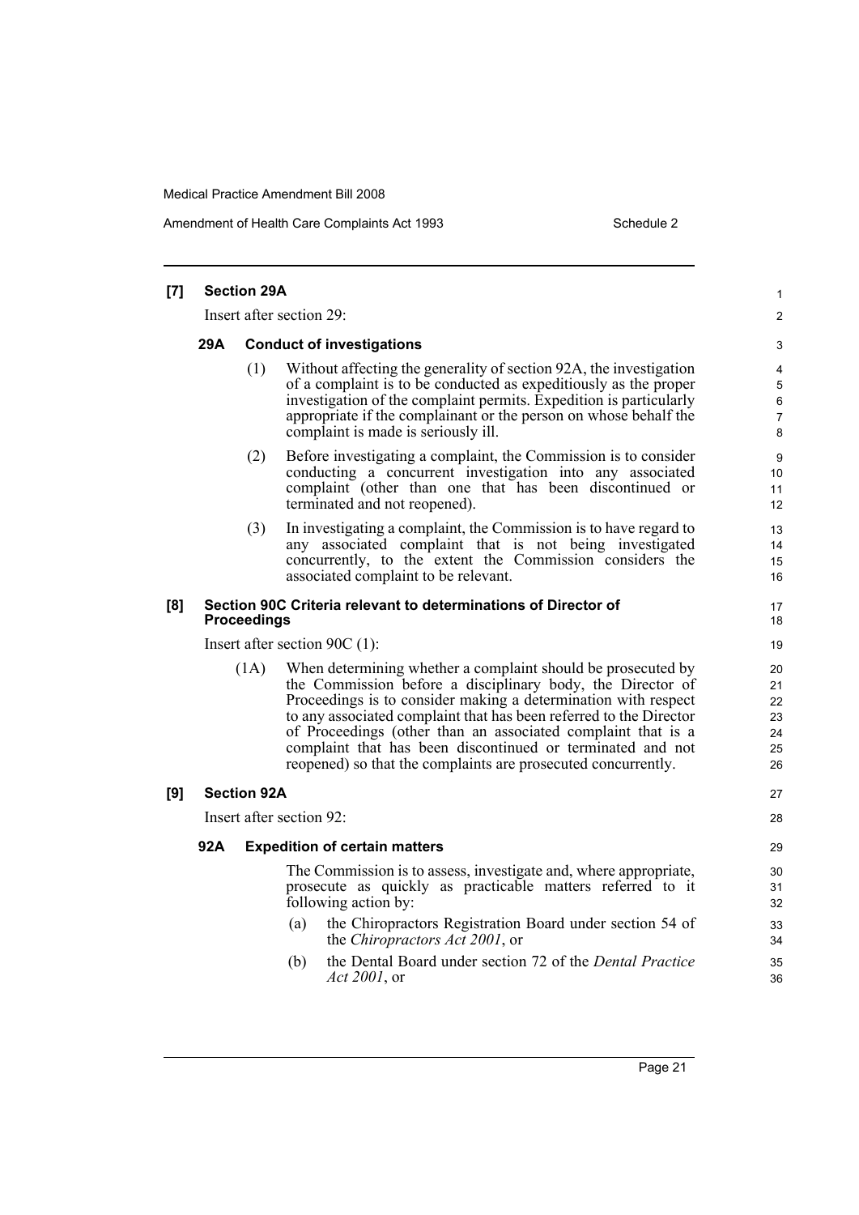**[7] Section 29A**

Insert after section 29:

**29A Conduct of investigations**

(1) Without affecting the generality of section 92A, the investigation of a complaint is to be conducted as expeditiously as the proper investigation of the complaint permits. Expedition is particularly appropriate if the complainant or the person on whose behalf the complaint is made is seriously ill.

(2) Before investigating a complaint, the Commission is to consider conducting a concurrent investigation into any associated complaint (other than one that has been discontinued or terminated and not reopened).

(3) In investigating a complaint, the Commission is to have regard to any associated complaint that is not being investigated concurrently, to the extent the Commission considers the associated complaint to be relevant.

**[8] Section 90C Criteria relevant to determinations of Director of Proceedings**

Insert after section 90C (1):

(1A) When determining whether a complaint should be prosecuted by the Commission before a disciplinary body, the Director of Proceedings is to consider making a determination with respect to any associated complaint that has been referred to the Director of Proceedings (other than an associated complaint that is a complaint that has been discontinued or terminated and not reopened) so that the complaints are prosecuted concurrently.

**[9] Section 92A**

Insert after section 92:

**92A Expedition of certain matters**

The Commission is to assess, investigate and, where appropriate, prosecute as quickly as practicable matters referred to it following action by:

(a) the Chiropractors Registration Board under section 54 of the *Chiropractors Act 2001*, or

(b) the Dental Board under section 72 of the *Dental Practice Act 2001*, or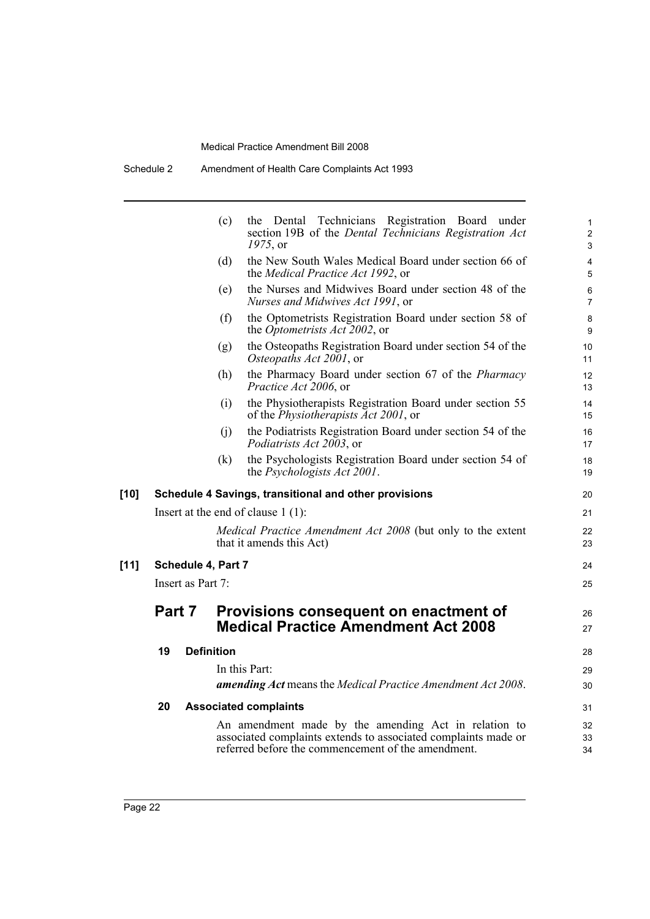(c) the Dental Technicians Registration Board under section 19B of the *Dental Technicians Registration Act 1975*, or

(d) the New South Wales Medical Board under section 66 of the *Medical Practice Act 1992*, or

(e) the Nurses and Midwives Board under section 48 of the *Nurses and Midwives Act 1991*, or

(f) the Optometrists Registration Board under section 58 of the *Optometrists Act 2002*, or

(g) the Osteopaths Registration Board under section 54 of the *Osteopaths Act 2001*, or

(h) the Pharmacy Board under section 67 of the *Pharmacy Practice Act 2006*, or

(i) the Physiotherapists Registration Board under section 55 of the *Physiotherapists Act 2001*, or

(j) the Podiatrists Registration Board under section 54 of the *Podiatrists Act 2003*, or

(k) the Psychologists Registration Board under section 54 of the *Psychologists Act 2001*.

**[10] Schedule 4 Savings, transitional and other provisions**

Insert at the end of clause 1 (1):

*Medical Practice Amendment Act 2008* (but only to the extent that it amends this Act)

**[11] Schedule 4, Part 7**

Insert as Part 7:

## Part 7 Provisions consequent on enactment of Medical Practice Amendment Act 2008

**19 Definition**

In this Part:

***amending Act*** means the *Medical Practice Amendment Act 2008*.

**20 Associated complaints**

An amendment made by the amending Act in relation to associated complaints extends to associated complaints made or referred before the commencement of the amendment.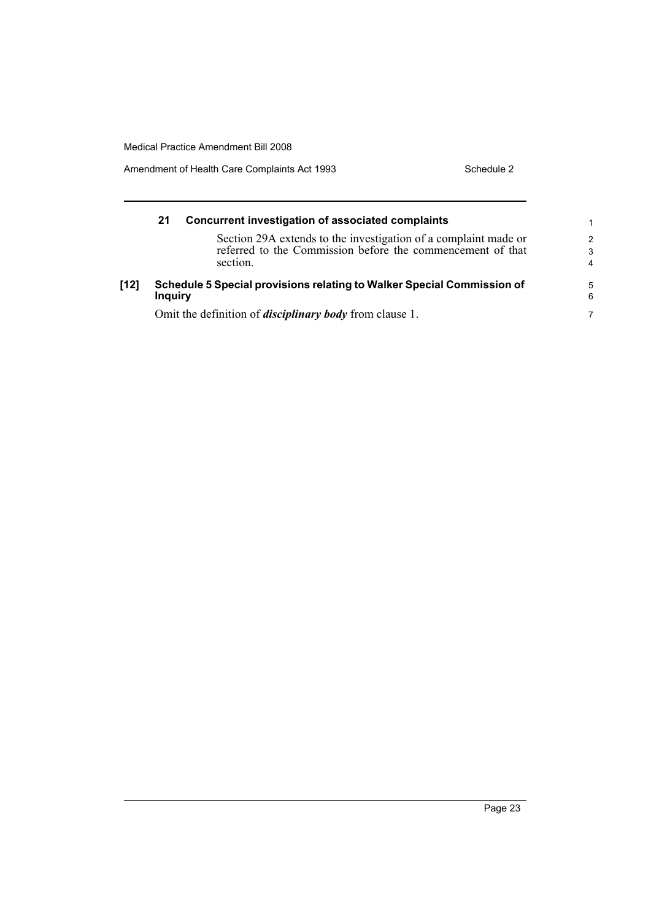### 21 Concurrent investigation of associated complaints

Section 29A extends to the investigation of a complaint made or referred to the Commission before the commencement of that section.

### [12] Schedule 5 Special provisions relating to Walker Special Commission of Inquiry

Omit the definition of ***disciplinary body*** from clause 1.